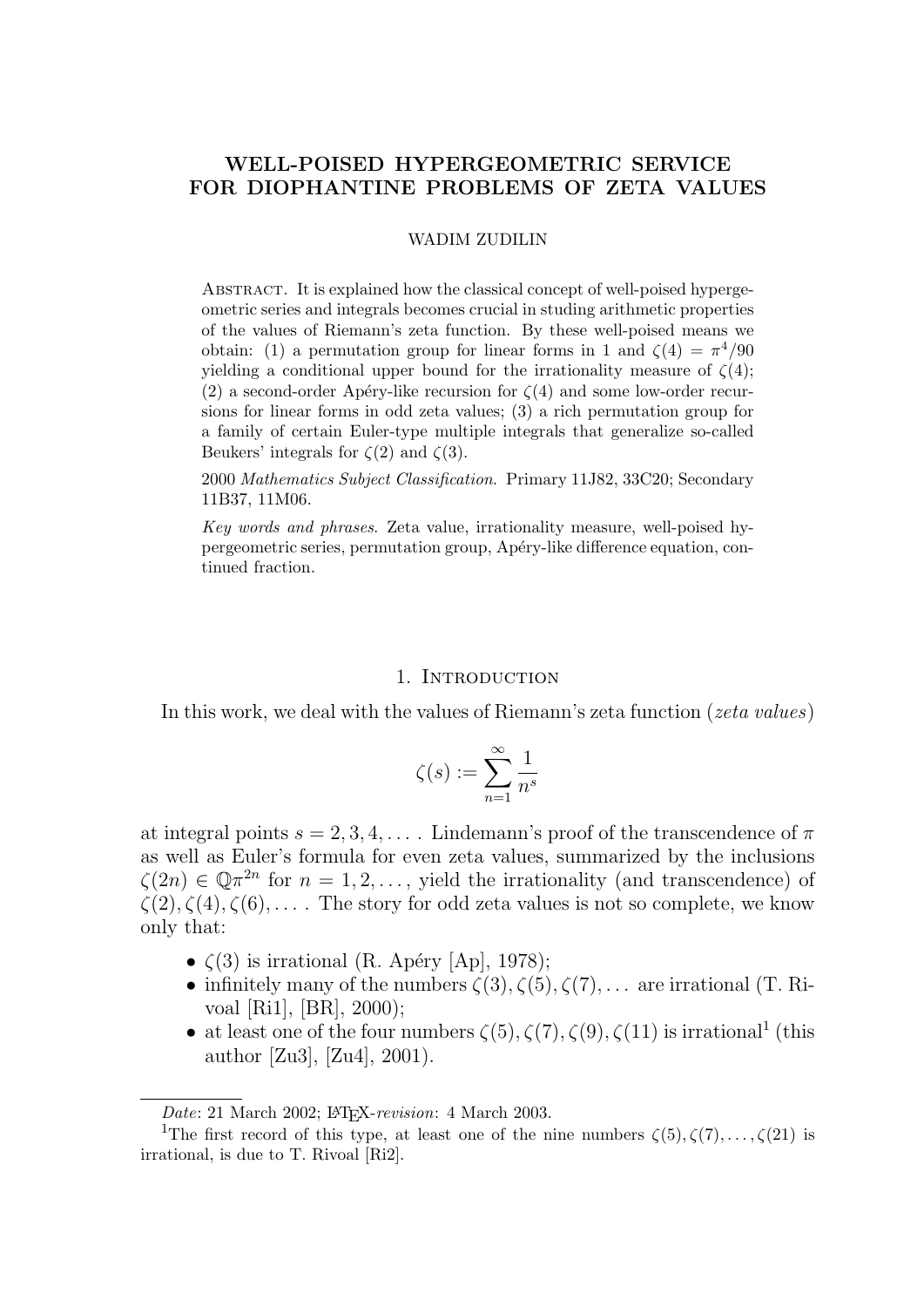# WELL-POISED HYPERGEOMETRIC SERVICE FOR DIOPHANTINE PROBLEMS OF ZETA VALUES

WADIM ZUDILIN

Abstract. It is explained how the classical concept of well-poised hypergeometric series and integrals becomes crucial in studing arithmetic properties of the values of Riemann's zeta function. By these well-poised means we obtain: (1) a permutation group for linear forms in 1 and $\zeta(4) = \pi^4/90$ yielding a conditional upper bound for the irrationality measure of $\zeta(4)$; (2) a second-order Apéry-like recursion for $\zeta(4)$ and some low-order recursions for linear forms in odd zeta values; (3) a rich permutation group for a family of certain Euler-type multiple integrals that generalize so-called Beukers' integrals for $\zeta(2)$ and $\zeta(3)$.

2000 *Mathematics Subject Classification*. Primary 11J82, 33C20; Secondary 11B37, 11M06.

*Key words and phrases*. Zeta value, irrationality measure, well-poised hypergeometric series, permutation group, Apéry-like difference equation, continued fraction.

## 1. Introduction

In this work, we deal with the values of Riemann's zeta function (*zeta values*)

$$\zeta(s) := \sum_{n=1}^{\infty} \frac{1}{n^s}$$

at integral points $s = 2, 3, 4, \dots$. Lindemann's proof of the transcendence of $\pi$ as well as Euler's formula for even zeta values, summarized by the inclusions $\zeta(2n) \in \mathbb{Q}\pi^{2n}$ for $n = 1, 2, \dots$, yield the irrationality (and transcendence) of $\zeta(2), \zeta(4), \zeta(6), \dots$. The story for odd zeta values is not so complete, we know only that:

- $\zeta(3)$ is irrational (R. Apéry [Ap], 1978);
- infinitely many of the numbers $\zeta(3), \zeta(5), \zeta(7), \dots$ are irrational (T. Rivoal [Ri1], [BR], 2000);
- at least one of the four numbers $\zeta(5), \zeta(7), \zeta(9), \zeta(11)$ is irrational[1] (this author [Zu3], [Zu4], 2001).

*Date*: 21 March 2002; LaTeX-*revision*: 4 March 2003.

[1]The first record of this type, at least one of the nine numbers $\zeta(5), \zeta(7), \dots, \zeta(21)$ is irrational, is due to T. Rivoal [Ri2].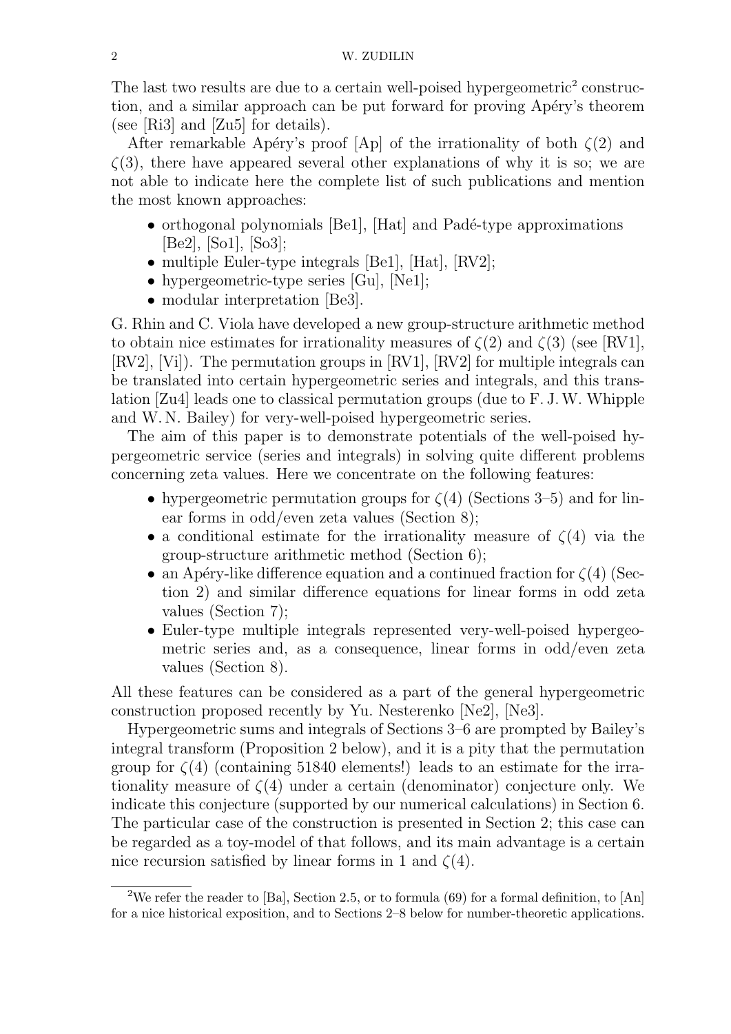The last two results are due to a certain well-poised hypergeometric[2] construction, and a similar approach can be put forward for proving Apéry's theorem (see [Ri3] and [Zu5] for details).

After remarkable Apéry's proof [Ap] of the irrationality of both $\zeta(2)$ and $\zeta(3)$, there have appeared several other explanations of why it is so; we are not able to indicate here the complete list of such publications and mention the most known approaches:

- orthogonal polynomials [Be1], [Hat] and Padé-type approximations [Be2], [So1], [So3];
- multiple Euler-type integrals [Be1], [Hat], [RV2];
- hypergeometric-type series [Gu], [Ne1];
- modular interpretation [Be3].

G. Rhin and C. Viola have developed a new group-structure arithmetic method to obtain nice estimates for irrationality measures of $\zeta(2)$ and $\zeta(3)$ (see [RV1], [RV2], [Vi]). The permutation groups in [RV1], [RV2] for multiple integrals can be translated into certain hypergeometric series and integrals, and this translation [Zu4] leads one to classical permutation groups (due to F. J. W. Whipple and W. N. Bailey) for very-well-poised hypergeometric series.

The aim of this paper is to demonstrate potentials of the well-poised hypergeometric service (series and integrals) in solving quite different problems concerning zeta values. Here we concentrate on the following features:

- hypergeometric permutation groups for $\zeta(4)$ (Sections 3–5) and for linear forms in odd/even zeta values (Section 8);
- a conditional estimate for the irrationality measure of $\zeta(4)$ via the group-structure arithmetic method (Section 6);
- an Apéry-like difference equation and a continued fraction for $\zeta(4)$ (Section 2) and similar difference equations for linear forms in odd zeta values (Section 7);
- Euler-type multiple integrals represented very-well-poised hypergeometric series and, as a consequence, linear forms in odd/even zeta values (Section 8).

All these features can be considered as a part of the general hypergeometric construction proposed recently by Yu. Nesterenko [Ne2], [Ne3].

Hypergeometric sums and integrals of Sections 3–6 are prompted by Bailey's integral transform (Proposition 2 below), and it is a pity that the permutation group for $\zeta(4)$ (containing 51840 elements!) leads to an estimate for the irrationality measure of $\zeta(4)$ under a certain (denominator) conjecture only. We indicate this conjecture (supported by our numerical calculations) in Section 6. The particular case of the construction is presented in Section 2; this case can be regarded as a toy-model of that follows, and its main advantage is a certain nice recursion satisfied by linear forms in 1 and $\zeta(4)$.

[2] We refer the reader to [Ba], Section 2.5, or to formula (69) for a formal definition, to [An] for a nice historical exposition, and to Sections 2–8 below for number-theoretic applications.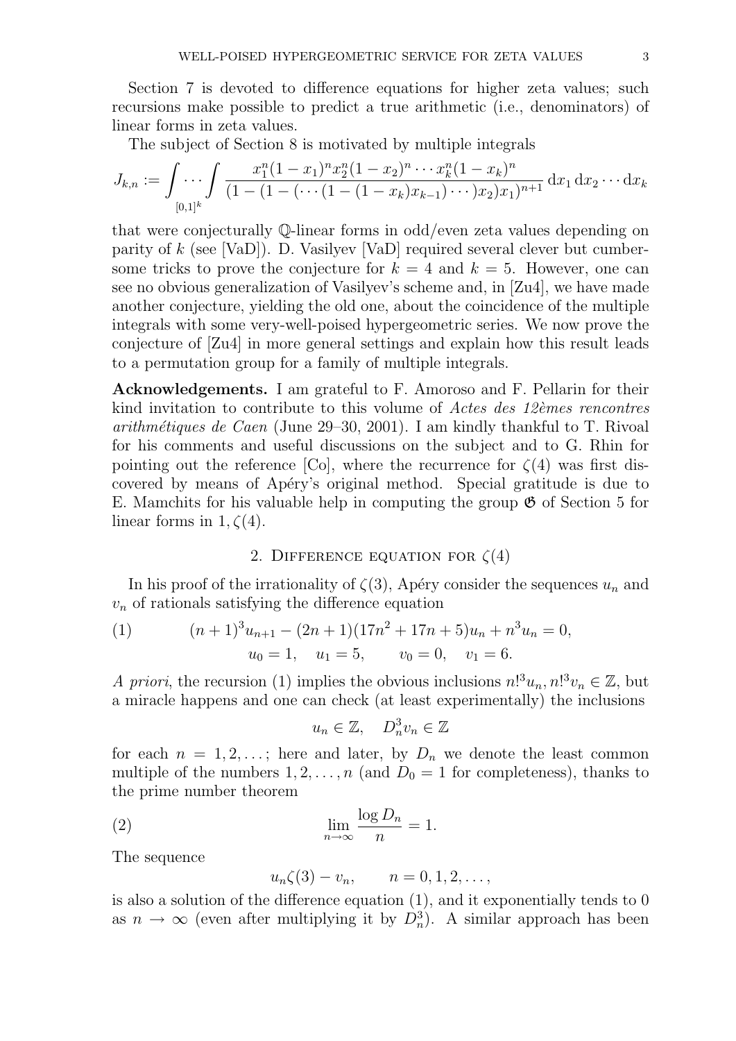Section 7 is devoted to difference equations for higher zeta values; such recursions make possible to predict a true arithmetic (i.e., denominators) of linear forms in zeta values.

The subject of Section 8 is motivated by multiple integrals

$$J_{k,n} := \underset{[0,1]^k}{\int \cdots \int} \frac{x_1^n(1-x_1)^n x_2^n(1-x_2)^n \cdots x_k^n(1-x_k)^n}{(1-(1-(\cdots(1-(1-x_k)x_{k-1})\cdots)x_2)x_1)^{n+1}} \, \mathrm{d}x_1 \, \mathrm{d}x_2 \cdots \mathrm{d}x_k$$

that were conjecturally $\mathbb{Q}$-linear forms in odd/even zeta values depending on parity of $k$ (see [VaD]). D. Vasilyev [VaD] required several clever but cumbersome tricks to prove the conjecture for $k = 4$ and $k = 5$. However, one can see no obvious generalization of Vasilyev's scheme and, in [Zu4], we have made another conjecture, yielding the old one, about the coincidence of the multiple integrals with some very-well-poised hypergeometric series. We now prove the conjecture of [Zu4] in more general settings and explain how this result leads to a permutation group for a family of multiple integrals.

**Acknowledgements.** I am grateful to F. Amoroso and F. Pellarin for their kind invitation to contribute to this volume of *Actes des 12èmes rencontres arithmétiques de Caen* (June 29–30, 2001). I am kindly thankful to T. Rivoal for his comments and useful discussions on the subject and to G. Rhin for pointing out the reference [Co], where the recurrence for $\zeta(4)$ was first discovered by means of Apéry's original method. Special gratitude is due to E. Mamchits for his valuable help in computing the group $\mathfrak{G}$ of Section 5 for linear forms in $1, \zeta(4)$.

## 2. Difference equation for $\zeta(4)$

In his proof of the irrationality of $\zeta(3)$, Apéry consider the sequences $u_n$ and $v_n$ of rationals satisfying the difference equation

$$(n+1)^3 u_{n+1} - (2n+1)(17n^2+17n+5)u_n + n^3 u_n = 0, \tag{1}$$
$$u_0 = 1, \quad u_1 = 5, \qquad v_0 = 0, \quad v_1 = 6.$$

*A priori*, the recursion (1) implies the obvious inclusions $n!^3 u_n, n!^3 v_n \in \mathbb{Z}$, but a miracle happens and one can check (at least experimentally) the inclusions

$$u_n \in \mathbb{Z}, \quad D_n^3 v_n \in \mathbb{Z}$$

for each $n = 1, 2, \ldots$; here and later, by $D_n$ we denote the least common multiple of the numbers $1, 2, \ldots, n$ (and $D_0 = 1$ for completeness), thanks to the prime number theorem

$$\lim_{n\to\infty} \frac{\log D_n}{n} = 1. \tag{2}$$

The sequence

$$u_n \zeta(3) - v_n, \qquad n = 0, 1, 2, \ldots,$$

is also a solution of the difference equation (1), and it exponentially tends to 0 as $n \to \infty$ (even after multiplying it by $D_n^3$). A similar approach has been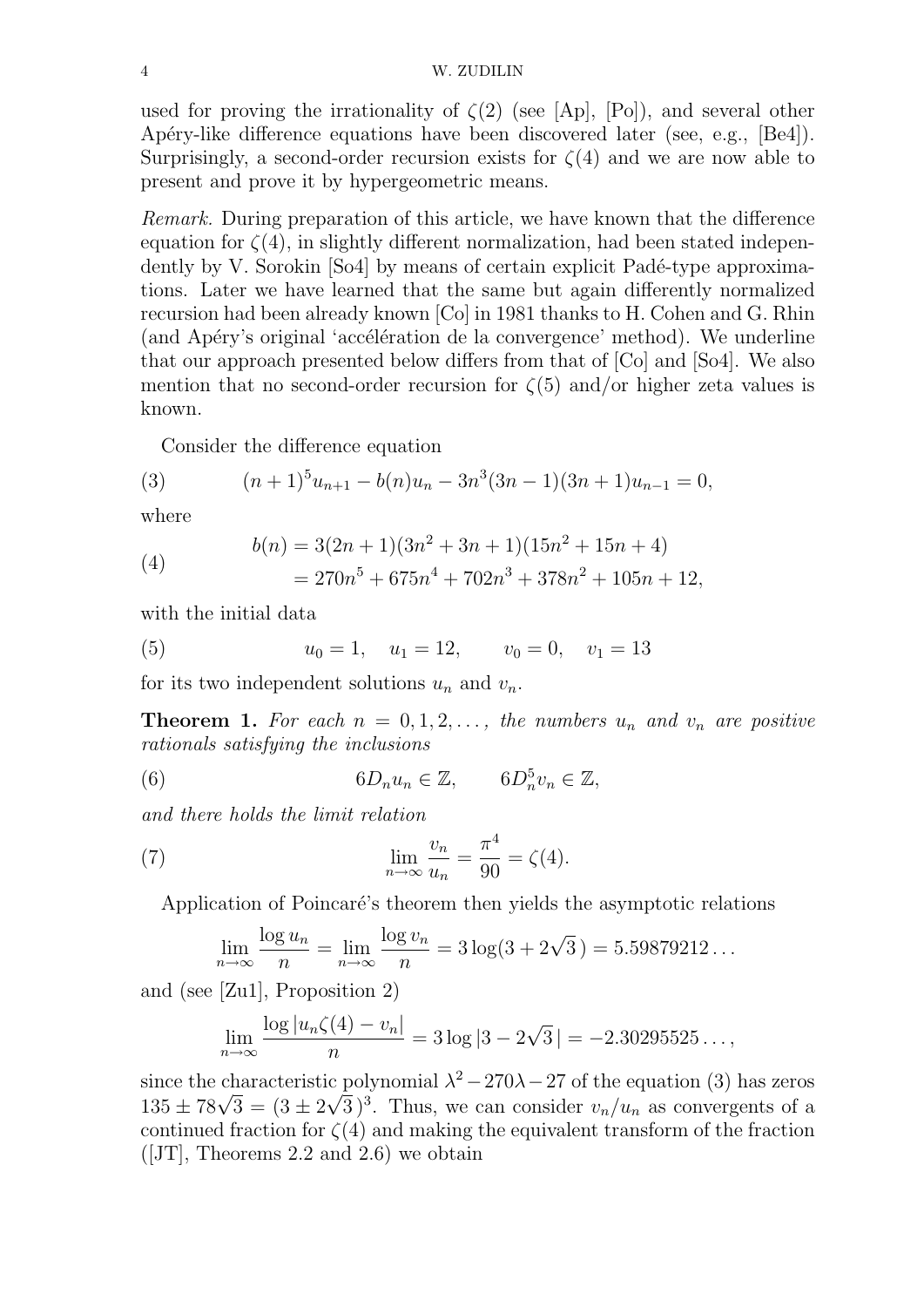used for proving the irrationality of $\zeta(2)$ (see [Ap], [Po]), and several other Apéry-like difference equations have been discovered later (see, e.g., [Be4]). Surprisingly, a second-order recursion exists for $\zeta(4)$ and we are now able to present and prove it by hypergeometric means.

*Remark.* During preparation of this article, we have known that the difference equation for $\zeta(4)$, in slightly different normalization, had been stated independently by V. Sorokin [So4] by means of certain explicit Padé-type approximations. Later we have learned that the same but again differently normalized recursion had been already known [Co] in 1981 thanks to H. Cohen and G. Rhin (and Apéry's original 'accélération de la convergence' method). We underline that our approach presented below differs from that of [Co] and [So4]. We also mention that no second-order recursion for $\zeta(5)$ and/or higher zeta values is known.

Consider the difference equation

$$(n+1)^5 u_{n+1} - b(n)u_n - 3n^3(3n-1)(3n+1)u_{n-1} = 0, \tag{3}$$

where

$$\begin{aligned} b(n) &= 3(2n+1)(3n^2+3n+1)(15n^2+15n+4) \\ &= 270n^5 + 675n^4 + 702n^3 + 378n^2 + 105n + 12, \end{aligned} \tag{4}$$

with the initial data

$$u_0 = 1, \quad u_1 = 12, \qquad v_0 = 0, \quad v_1 = 13 \tag{5}$$

for its two independent solutions $u_n$ and $v_n$.

**Theorem 1.** *For each $n = 0, 1, 2, \dots,$ the numbers $u_n$ and $v_n$ are positive rationals satisfying the inclusions*

$$6D_n u_n \in \mathbb{Z}, \qquad 6D_n^5 v_n \in \mathbb{Z}, \tag{6}$$

*and there holds the limit relation*

$$\lim_{n\to\infty} \frac{v_n}{u_n} = \frac{\pi^4}{90} = \zeta(4). \tag{7}$$

Application of Poincaré's theorem then yields the asymptotic relations

$$\lim_{n\to\infty} \frac{\log u_n}{n} = \lim_{n\to\infty} \frac{\log v_n}{n} = 3\log(3+2\sqrt{3}\,) = 5.59879212\dots$$

and (see [Zu1], Proposition 2)

$$\lim_{n\to\infty} \frac{\log|u_n\zeta(4) - v_n|}{n} = 3\log|3-2\sqrt{3}\,| = -2.30295525\dots,$$

since the characteristic polynomial $\lambda^2 - 270\lambda - 27$ of the equation (3) has zeros $135 \pm 78\sqrt{3} = (3 \pm 2\sqrt{3}\,)^3$. Thus, we can consider $v_n/u_n$ as convergents of a continued fraction for $\zeta(4)$ and making the equivalent transform of the fraction ([JT], Theorems 2.2 and 2.6) we obtain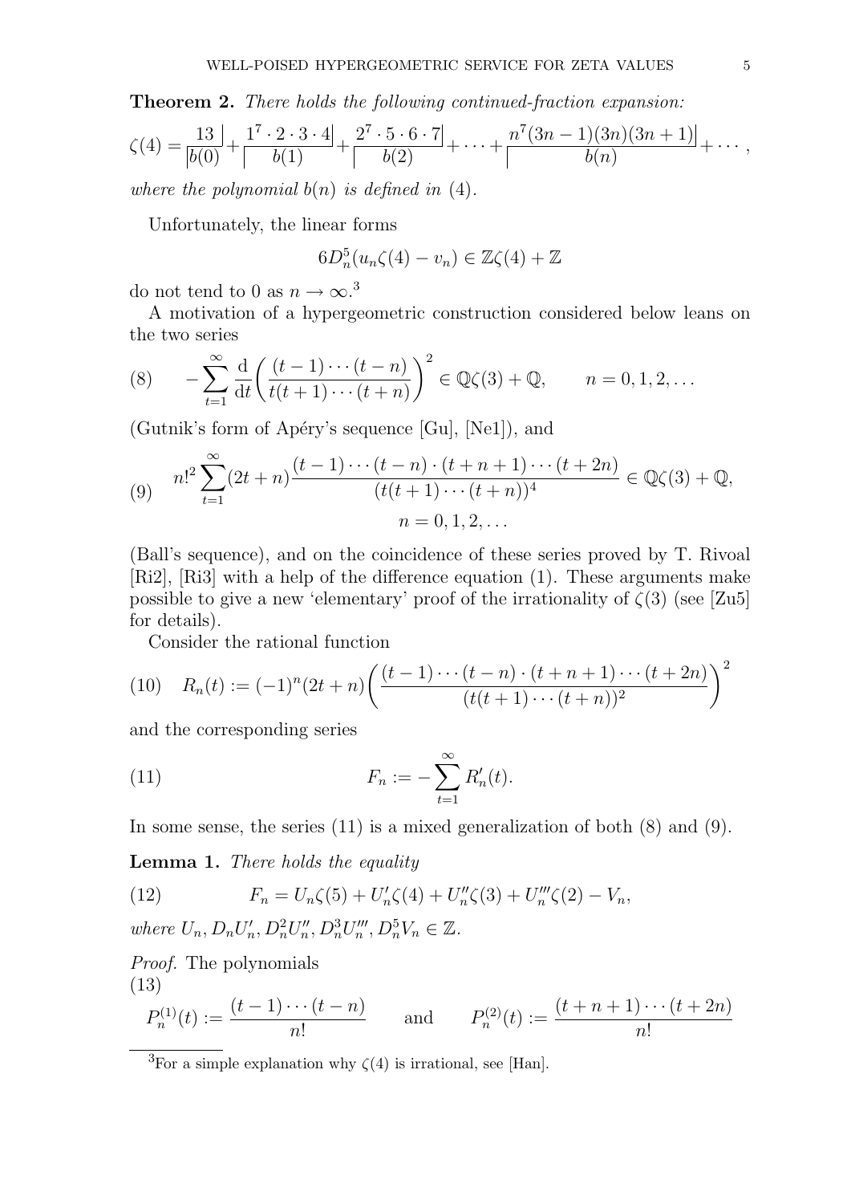**Theorem 2.** *There holds the following continued-fraction expansion:*

$$\zeta(4) = \frac{13|}{|b(0)} + \frac{1^7 \cdot 2 \cdot 3 \cdot 4|}{|b(1)} + \frac{2^7 \cdot 5 \cdot 6 \cdot 7|}{|b(2)} + \dots + \frac{n^7(3n-1)(3n)(3n+1)|}{|b(n)} + \cdots,$$

*where the polynomial $b(n)$ is defined in* (4).

Unfortunately, the linear forms

$$6D_n^5(u_n\zeta(4) - v_n) \in \mathbb{Z}\zeta(4) + \mathbb{Z}$$

do not tend to 0 as $n \to \infty$.[3]

A motivation of a hypergeometric construction considered below leans on the two series

$$(8) \qquad -\sum_{t=1}^{\infty} \frac{\mathrm{d}}{\mathrm{d}t}\biggl(\frac{(t-1)\cdots(t-n)}{t(t+1)\cdots(t+n)}\biggr)^2 \in \mathbb{Q}\zeta(3) + \mathbb{Q}, \qquad n = 0, 1, 2, \dots$$

(Gutnik's form of Apéry's sequence [Gu], [Ne1]), and

$$(9) \qquad n!^2 \sum_{t=1}^{\infty} (2t+n) \frac{(t-1)\cdots(t-n)\cdot(t+n+1)\cdots(t+2n)}{(t(t+1)\cdots(t+n))^4} \in \mathbb{Q}\zeta(3) + \mathbb{Q}, \qquad n = 0, 1, 2, \dots$$

(Ball's sequence), and on the coincidence of these series proved by T. Rivoal [Ri2], [Ri3] with a help of the difference equation (1). These arguments make possible to give a new 'elementary' proof of the irrationality of $\zeta(3)$ (see [Zu5] for details).

Consider the rational function

$$(10) \quad R_n(t) := (-1)^n(2t+n)\biggl(\frac{(t-1)\cdots(t-n)\cdot(t+n+1)\cdots(t+2n)}{(t(t+1)\cdots(t+n))^2}\biggr)^2$$

and the corresponding series

$$(11) \qquad F_n := -\sum_{t=1}^{\infty} R_n'(t).$$

In some sense, the series (11) is a mixed generalization of both (8) and (9).

**Lemma 1.** *There holds the equality*

$$(12) \qquad F_n = U_n\zeta(5) + U_n'\zeta(4) + U_n''\zeta(3) + U_n'''\zeta(2) - V_n,$$

*where $U_n, D_nU_n', D_n^2U_n'', D_n^3U_n''', D_n^5V_n \in \mathbb{Z}$.*

*Proof.* The polynomials

$$(13) \qquad P_n^{(1)}(t) := \frac{(t-1)\cdots(t-n)}{n!} \qquad \text{and} \qquad P_n^{(2)}(t) := \frac{(t+n+1)\cdots(t+2n)}{n!}$$

[3] For a simple explanation why $\zeta(4)$ is irrational, see [Han].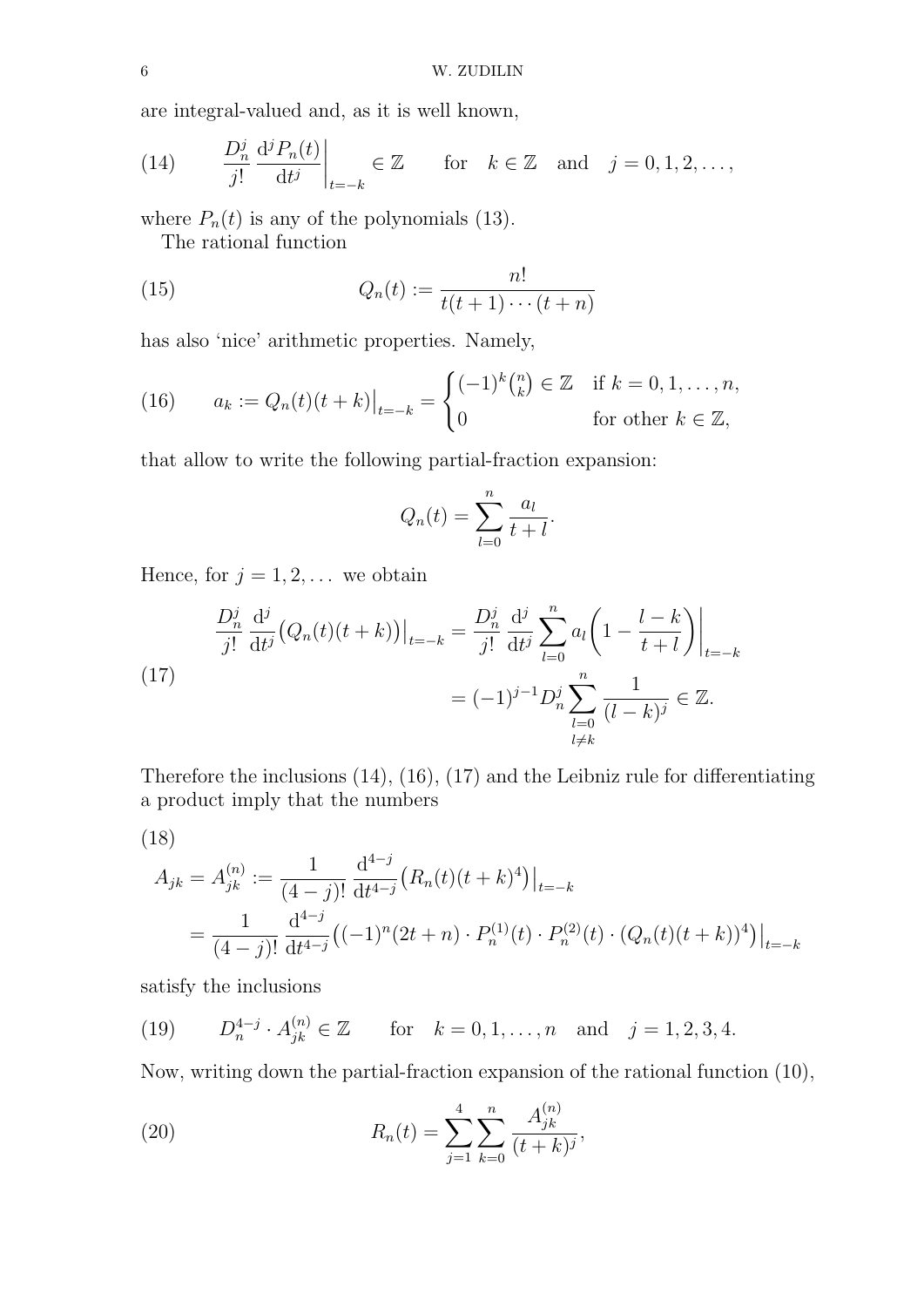are integral-valued and, as it is well known,

$$
\frac{D_n^j}{j!}\,\frac{\mathrm{d}^j P_n(t)}{\mathrm{d}t^j}\bigg|_{t=-k} \in \mathbb{Z} \qquad \text{for} \quad k\in\mathbb{Z} \quad \text{and} \quad j=0,1,2,\dots, \tag{14}
$$

where $P_n(t)$ is any of the polynomials (13).

The rational function

$$
Q_n(t) := \frac{n!}{t(t+1)\cdots(t+n)} \tag{15}
$$

has also 'nice' arithmetic properties. Namely,

$$
a_k := Q_n(t)(t+k)\big|_{t=-k} = \begin{cases} (-1)^k\binom{n}{k}\in\mathbb{Z} & \text{if } k=0,1,\dots,n, \\ 0 & \text{for other } k\in\mathbb{Z}, \end{cases} \tag{16}
$$

that allow to write the following partial-fraction expansion:

$$
Q_n(t) = \sum_{l=0}^{n} \frac{a_l}{t+l}.
$$

Hence, for $j=1,2,\dots$ we obtain

$$
\begin{aligned}
\frac{D_n^j}{j!}\,\frac{\mathrm{d}^j}{\mathrm{d}t^j}\big(Q_n(t)(t+k)\big)\big|_{t=-k} &= \frac{D_n^j}{j!}\,\frac{\mathrm{d}^j}{\mathrm{d}t^j}\sum_{l=0}^{n} a_l\biggl(1-\frac{l-k}{t+l}\biggr)\bigg|_{t=-k} \\
&= (-1)^{j-1}D_n^j \sum_{\substack{l=0\\ l\ne k}}^{n} \frac{1}{(l-k)^j} \in \mathbb{Z}.
\end{aligned} \tag{17}
$$

Therefore the inclusions (14), (16), (17) and the Leibniz rule for differentiating a product imply that the numbers

$$
\begin{aligned}
A_{jk} = A_{jk}^{(n)} &:= \frac{1}{(4-j)!}\,\frac{\mathrm{d}^{4-j}}{\mathrm{d}t^{4-j}}\big(R_n(t)(t+k)^4\big)\big|_{t=-k} \\
&= \frac{1}{(4-j)!}\,\frac{\mathrm{d}^{4-j}}{\mathrm{d}t^{4-j}}\big((-1)^n(2t+n)\cdot P_n^{(1)}(t)\cdot P_n^{(2)}(t)\cdot (Q_n(t)(t+k))^4\big)\big|_{t=-k}
\end{aligned} \tag{18}
$$

satisfy the inclusions

$$
D_n^{4-j}\cdot A_{jk}^{(n)} \in \mathbb{Z} \qquad \text{for} \quad k=0,1,\dots,n \quad \text{and} \quad j=1,2,3,4. \tag{19}
$$

Now, writing down the partial-fraction expansion of the rational function (10),

$$
R_n(t) = \sum_{j=1}^{4}\sum_{k=0}^{n} \frac{A_{jk}^{(n)}}{(t+k)^j}, \tag{20}
$$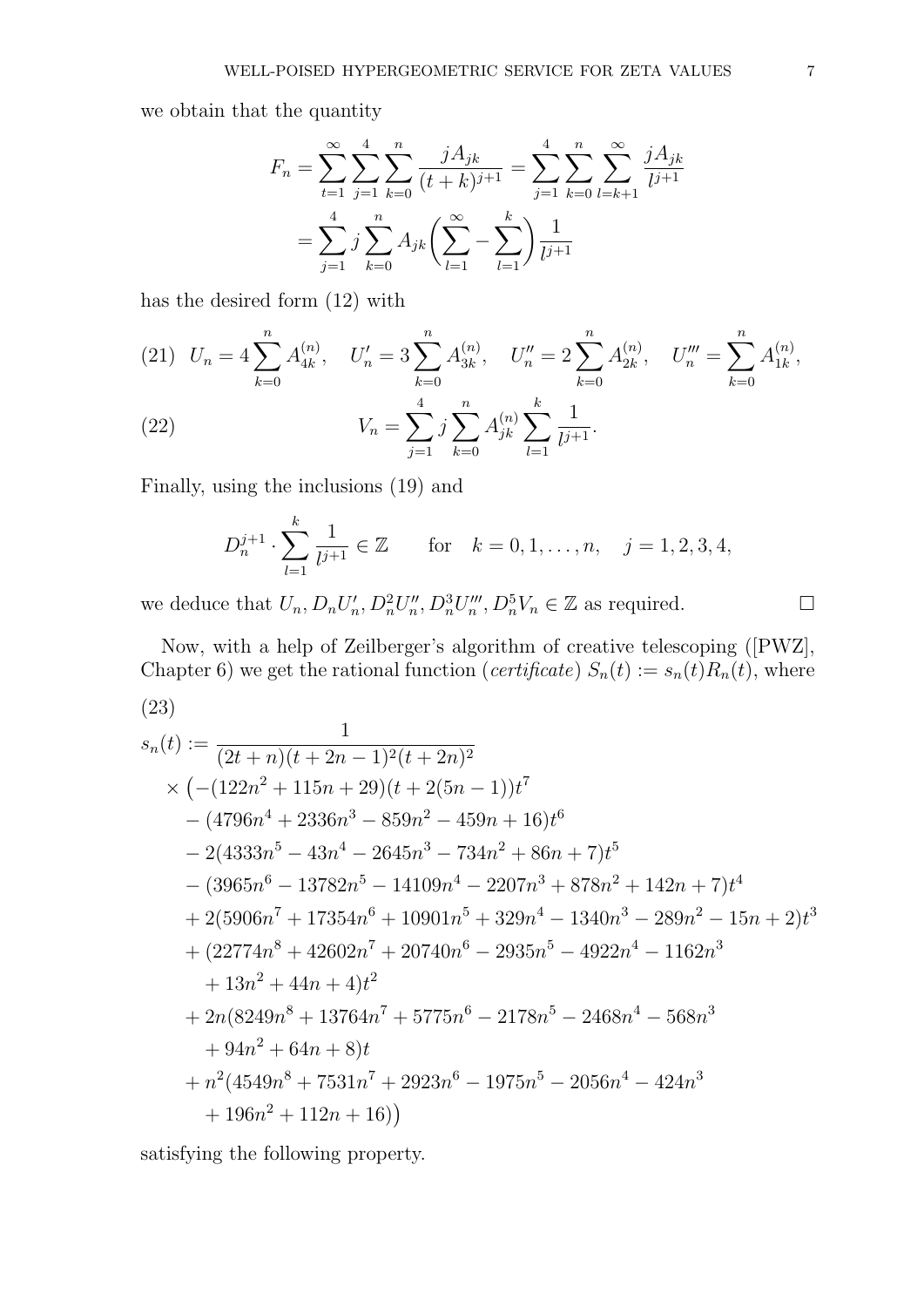we obtain that the quantity

$$F_n = \sum_{t=1}^{\infty}\sum_{j=1}^{4}\sum_{k=0}^{n}\frac{jA_{jk}}{(t+k)^{j+1}} = \sum_{j=1}^{4}\sum_{k=0}^{n}\sum_{l=k+1}^{\infty}\frac{jA_{jk}}{l^{j+1}}$$
$$= \sum_{j=1}^{4} j\sum_{k=0}^{n}A_{jk}\biggl(\sum_{l=1}^{\infty}-\sum_{l=1}^{k}\biggr)\frac{1}{l^{j+1}}$$

has the desired form (12) with

$$U_n = 4\sum_{k=0}^{n}A_{4k}^{(n)}, \quad U_n' = 3\sum_{k=0}^{n}A_{3k}^{(n)}, \quad U_n'' = 2\sum_{k=0}^{n}A_{2k}^{(n)}, \quad U_n''' = \sum_{k=0}^{n}A_{1k}^{(n)}, \tag{21}$$

$$V_n = \sum_{j=1}^{4} j\sum_{k=0}^{n}A_{jk}^{(n)}\sum_{l=1}^{k}\frac{1}{l^{j+1}}. \tag{22}$$

Finally, using the inclusions (19) and

$$D_n^{j+1}\cdot\sum_{l=1}^{k}\frac{1}{l^{j+1}}\in\mathbb{Z} \qquad \text{for} \quad k=0,1,\dots,n, \quad j=1,2,3,4,$$

we deduce that $U_n, D_nU_n', D_n^2U_n'', D_n^3U_n''', D_n^5V_n \in \mathbb{Z}$ as required. $\square$

Now, with a help of Zeilberger's algorithm of creative telescoping ([PWZ], Chapter 6) we get the rational function (*certificate*) $S_n(t) := s_n(t)R_n(t)$, where

$$\begin{aligned}
s_n(t) :=\ & \frac{1}{(2t+n)(t+2n-1)^2(t+2n)^2} \\
&\times\bigl(-(122n^2+115n+29)(t+2(5n-1))t^7 \\
&- (4796n^4+2336n^3-859n^2-459n+16)t^6 \\
&- 2(4333n^5-43n^4-2645n^3-734n^2+86n+7)t^5 \\
&- (3965n^6-13782n^5-14109n^4-2207n^3+878n^2+142n+7)t^4 \\
&+ 2(5906n^7+17354n^6+10901n^5+329n^4-1340n^3-289n^2-15n+2)t^3 \\
&+ (22774n^8+42602n^7+20740n^6-2935n^5-4922n^4-1162n^3 \\
&\quad +13n^2+44n+4)t^2 \\
&+ 2n(8249n^8+13764n^7+5775n^6-2178n^5-2468n^4-568n^3 \\
&\quad +94n^2+64n+8)t \\
&+ n^2(4549n^8+7531n^7+2923n^6-1975n^5-2056n^4-424n^3 \\
&\quad +196n^2+112n+16)\bigr)
\end{aligned} \tag{23}$$

satisfying the following property.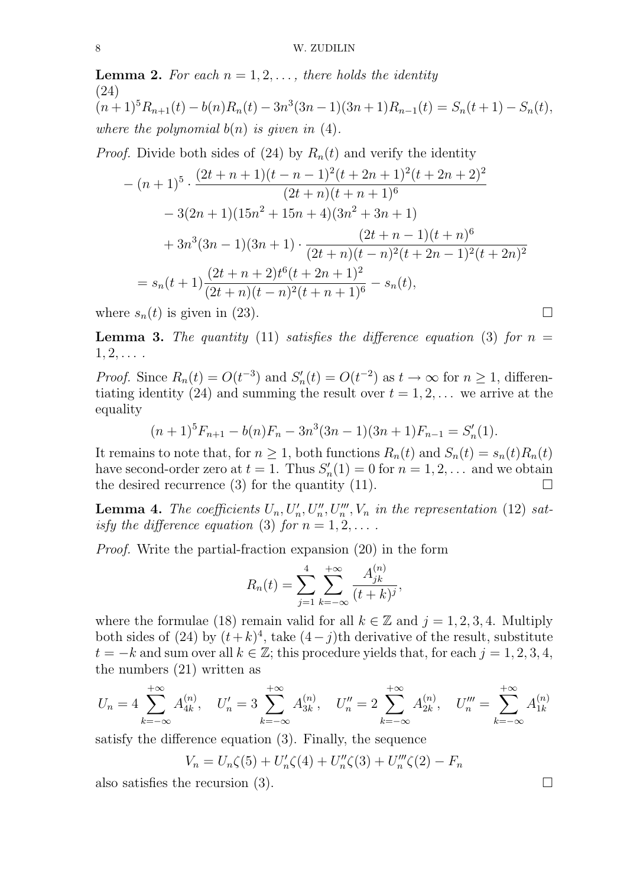**Lemma 2.** *For each $n = 1, 2, \dots$, there holds the identity*

(24)
$$(n+1)^5 R_{n+1}(t) - b(n) R_n(t) - 3n^3(3n-1)(3n+1) R_{n-1}(t) = S_n(t+1) - S_n(t),$$

*where the polynomial $b(n)$ is given in* (4).

*Proof.* Divide both sides of (24) by $R_n(t)$ and verify the identity

$$\begin{aligned}
&-(n+1)^5 \cdot \frac{(2t+n+1)(t-n-1)^2(t+2n+1)^2(t+2n+2)^2}{(2t+n)(t+n+1)^6} \\
&\quad - 3(2n+1)(15n^2+15n+4)(3n^2+3n+1) \\
&\quad + 3n^3(3n-1)(3n+1) \cdot \frac{(2t+n-1)(t+n)^6}{(2t+n)(t-n)^2(t+2n-1)^2(t+2n)^2} \\
&= s_n(t+1) \frac{(2t+n+2)t^6(t+2n+1)^2}{(2t+n)(t-n)^2(t+n+1)^6} - s_n(t),
\end{aligned}$$

where $s_n(t)$ is given in (23). $\square$

**Lemma 3.** *The quantity* (11) *satisfies the difference equation* (3) *for $n = 1, 2, \dots$.*

*Proof.* Since $R_n(t) = O(t^{-3})$ and $S_n'(t) = O(t^{-2})$ as $t \to \infty$ for $n \ge 1$, differentiating identity (24) and summing the result over $t = 1, 2, \dots$ we arrive at the equality

$$(n+1)^5 F_{n+1} - b(n) F_n - 3n^3(3n-1)(3n+1) F_{n-1} = S_n'(1).$$

It remains to note that, for $n \ge 1$, both functions $R_n(t)$ and $S_n(t) = s_n(t) R_n(t)$ have second-order zero at $t = 1$. Thus $S_n'(1) = 0$ for $n = 1, 2, \dots$ and we obtain the desired recurrence (3) for the quantity (11). $\square$

**Lemma 4.** *The coefficients $U_n, U_n', U_n'', U_n''', V_n$ in the representation* (12) *satisfy the difference equation* (3) *for $n = 1, 2, \dots$.*

*Proof.* Write the partial-fraction expansion (20) in the form

$$R_n(t) = \sum_{j=1}^{4} \sum_{k=-\infty}^{+\infty} \frac{A_{jk}^{(n)}}{(t+k)^j},$$

where the formulae (18) remain valid for all $k \in \mathbb{Z}$ and $j = 1, 2, 3, 4$. Multiply both sides of (24) by $(t+k)^4$, take $(4-j)$th derivative of the result, substitute $t = -k$ and sum over all $k \in \mathbb{Z}$; this procedure yields that, for each $j = 1, 2, 3, 4$, the numbers (21) written as

$$U_n = 4 \sum_{k=-\infty}^{+\infty} A_{4k}^{(n)}, \quad U_n' = 3 \sum_{k=-\infty}^{+\infty} A_{3k}^{(n)}, \quad U_n'' = 2 \sum_{k=-\infty}^{+\infty} A_{2k}^{(n)}, \quad U_n''' = \sum_{k=-\infty}^{+\infty} A_{1k}^{(n)}$$

satisfy the difference equation (3). Finally, the sequence

$$V_n = U_n \zeta(5) + U_n' \zeta(4) + U_n'' \zeta(3) + U_n''' \zeta(2) - F_n$$

also satisfies the recursion (3). $\square$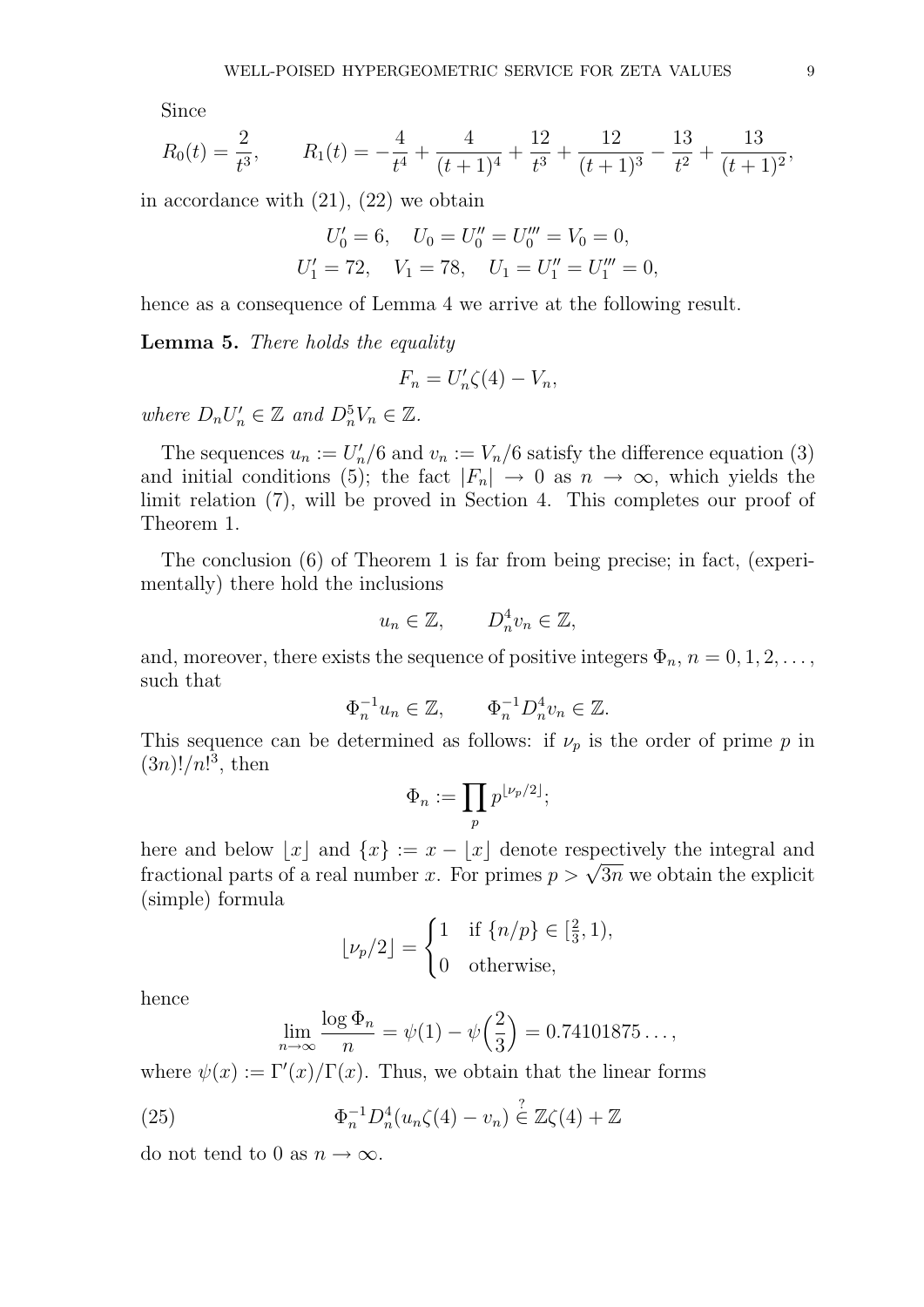Since

$$R_0(t) = \frac{2}{t^3}, \qquad R_1(t) = -\frac{4}{t^4} + \frac{4}{(t+1)^4} + \frac{12}{t^3} + \frac{12}{(t+1)^3} - \frac{13}{t^2} + \frac{13}{(t+1)^2},$$

in accordance with (21), (22) we obtain

$$U_0' = 6, \quad U_0 = U_0'' = U_0''' = V_0 = 0,$$
$$U_1' = 72, \quad V_1 = 78, \quad U_1 = U_1'' = U_1''' = 0,$$

hence as a consequence of Lemma 4 we arrive at the following result.

**Lemma 5.** *There holds the equality*

$$F_n = U_n' \zeta(4) - V_n,$$

*where* $D_n U_n' \in \mathbb{Z}$ *and* $D_n^5 V_n \in \mathbb{Z}$.

The sequences $u_n := U_n'/6$ and $v_n := V_n/6$ satisfy the difference equation (3) and initial conditions (5); the fact $|F_n| \to 0$ as $n \to \infty$, which yields the limit relation (7), will be proved in Section 4. This completes our proof of Theorem 1.

The conclusion (6) of Theorem 1 is far from being precise; in fact, (experimentally) there hold the inclusions

$$u_n \in \mathbb{Z}, \qquad D_n^4 v_n \in \mathbb{Z},$$

and, moreover, there exists the sequence of positive integers $\Phi_n$, $n = 0, 1, 2, \dots$, such that

$$\Phi_n^{-1} u_n \in \mathbb{Z}, \qquad \Phi_n^{-1} D_n^4 v_n \in \mathbb{Z}.$$

This sequence can be determined as follows: if $\nu_p$ is the order of prime $p$ in $(3n)!/n!^3$, then

$$\Phi_n := \prod_p p^{\lfloor \nu_p/2 \rfloor};$$

here and below $\lfloor x \rfloor$ and $\{x\} := x - \lfloor x \rfloor$ denote respectively the integral and fractional parts of a real number $x$. For primes $p > \sqrt{3n}$ we obtain the explicit (simple) formula

$$\lfloor \nu_p/2 \rfloor = \begin{cases} 1 & \text{if } \{n/p\} \in [\frac{2}{3}, 1), \\ 0 & \text{otherwise,} \end{cases}$$

hence

$$\lim_{n\to\infty} \frac{\log \Phi_n}{n} = \psi(1) - \psi\Big(\frac{2}{3}\Big) = 0.74101875\dots,$$

where $\psi(x) := \Gamma'(x)/\Gamma(x)$. Thus, we obtain that the linear forms

$$\Phi_n^{-1} D_n^4 (u_n \zeta(4) - v_n) \overset{?}{\in} \mathbb{Z}\zeta(4) + \mathbb{Z} \tag{25}$$

do not tend to 0 as $n \to \infty$.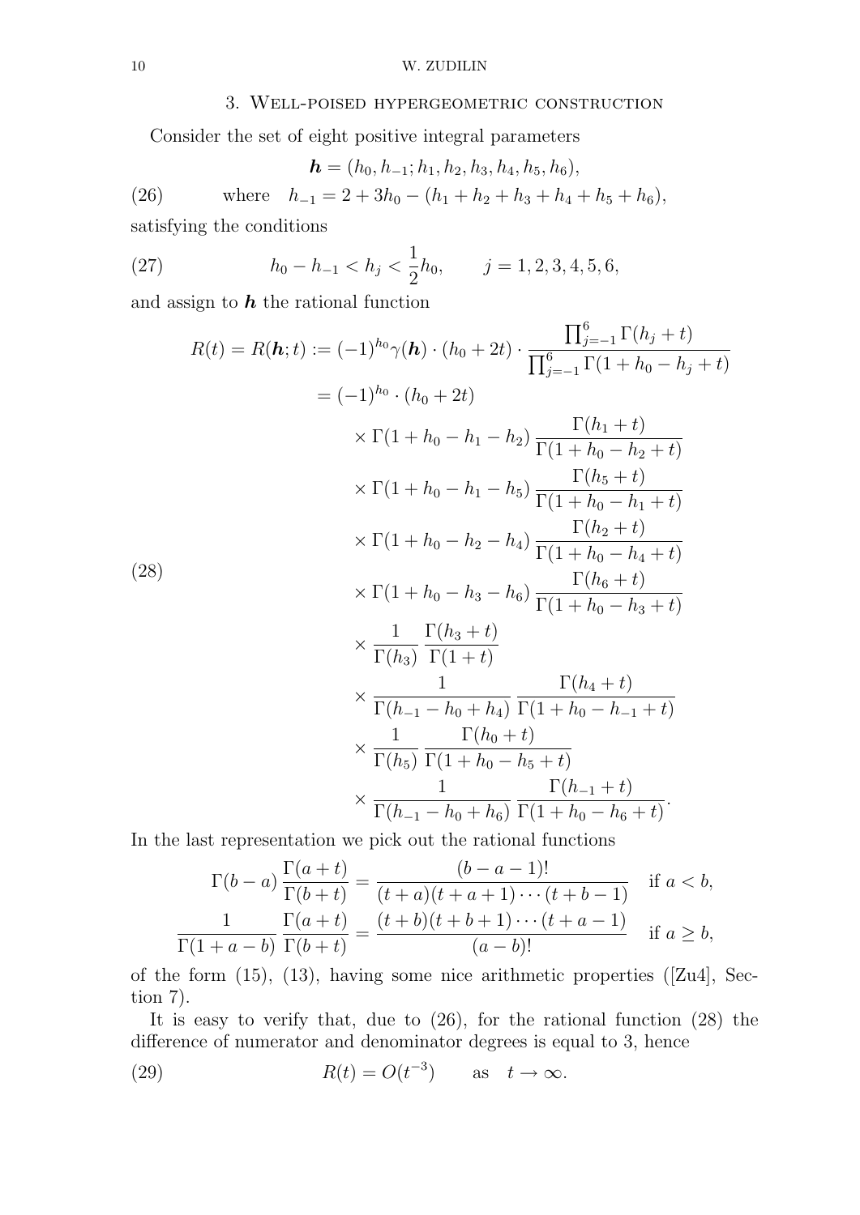## 3. Well-poised hypergeometric construction

Consider the set of eight positive integral parameters

$$\boldsymbol{h} = (h_0, h_{-1}; h_1, h_2, h_3, h_4, h_5, h_6),$$

$$\text{where} \quad h_{-1} = 2 + 3h_0 - (h_1 + h_2 + h_3 + h_4 + h_5 + h_6), \tag{26}$$

satisfying the conditions

$$h_0 - h_{-1} < h_j < \frac{1}{2}h_0, \qquad j = 1, 2, 3, 4, 5, 6, \tag{27}$$

and assign to $\boldsymbol{h}$ the rational function

$$\begin{aligned}
R(t) = R(\boldsymbol{h}; t) &:= (-1)^{h_0}\gamma(\boldsymbol{h}) \cdot (h_0 + 2t) \cdot \frac{\prod_{j=-1}^{6} \Gamma(h_j + t)}{\prod_{j=-1}^{6} \Gamma(1 + h_0 - h_j + t)} \\
&= (-1)^{h_0} \cdot (h_0 + 2t) \\
&\qquad \times \Gamma(1 + h_0 - h_1 - h_2)\, \frac{\Gamma(h_1 + t)}{\Gamma(1 + h_0 - h_2 + t)} \\
&\qquad \times \Gamma(1 + h_0 - h_1 - h_5)\, \frac{\Gamma(h_5 + t)}{\Gamma(1 + h_0 - h_1 + t)} \\
&\qquad \times \Gamma(1 + h_0 - h_2 - h_4)\, \frac{\Gamma(h_2 + t)}{\Gamma(1 + h_0 - h_4 + t)} \\
&\qquad \times \Gamma(1 + h_0 - h_3 - h_6)\, \frac{\Gamma(h_6 + t)}{\Gamma(1 + h_0 - h_3 + t)} \\
&\qquad \times \frac{1}{\Gamma(h_3)}\, \frac{\Gamma(h_3 + t)}{\Gamma(1 + t)} \\
&\qquad \times \frac{1}{\Gamma(h_{-1} - h_0 + h_4)}\, \frac{\Gamma(h_4 + t)}{\Gamma(1 + h_0 - h_{-1} + t)} \\
&\qquad \times \frac{1}{\Gamma(h_5)}\, \frac{\Gamma(h_0 + t)}{\Gamma(1 + h_0 - h_5 + t)} \\
&\qquad \times \frac{1}{\Gamma(h_{-1} - h_0 + h_6)}\, \frac{\Gamma(h_{-1} + t)}{\Gamma(1 + h_0 - h_6 + t)}.
\end{aligned} \tag{28}$$

In the last representation we pick out the rational functions

$$\begin{aligned}
\Gamma(b - a)\, \frac{\Gamma(a + t)}{\Gamma(b + t)} &= \frac{(b - a - 1)!}{(t + a)(t + a + 1) \cdots (t + b - 1)} \quad \text{if } a < b, \\
\frac{1}{\Gamma(1 + a - b)}\, \frac{\Gamma(a + t)}{\Gamma(b + t)} &= \frac{(t + b)(t + b + 1) \cdots (t + a - 1)}{(a - b)!} \quad \text{if } a \ge b,
\end{aligned}$$

of the form (15), (13), having some nice arithmetic properties ([Zu4], Section 7).

It is easy to verify that, due to (26), for the rational function (28) the difference of numerator and denominator degrees is equal to 3, hence

$$R(t) = O(t^{-3}) \qquad \text{as} \quad t \to \infty. \tag{29}$$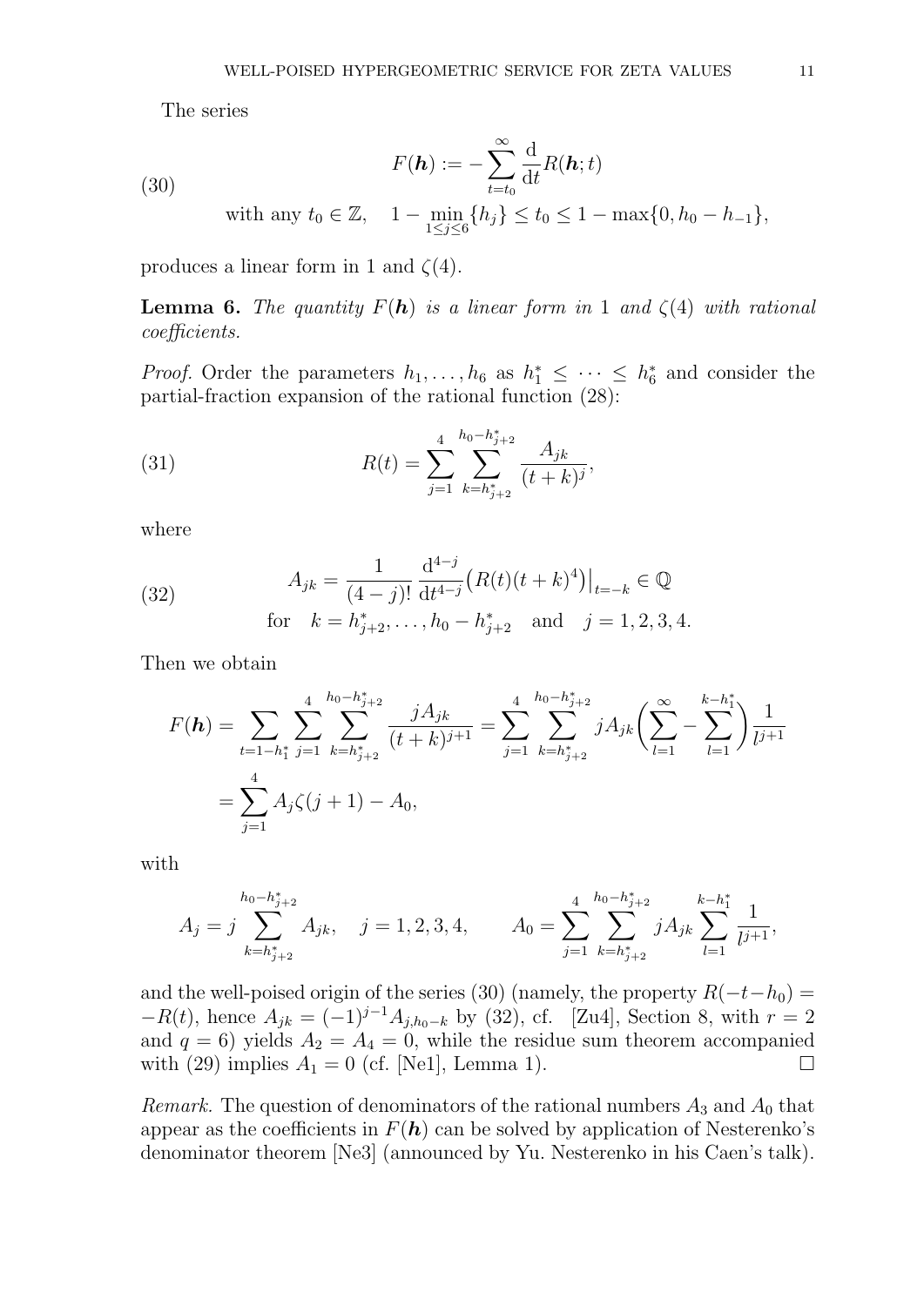The series

$$
F(\boldsymbol{h}) := -\sum_{t=t_0}^{\infty} \frac{\mathrm{d}}{\mathrm{d}t} R(\boldsymbol{h}; t) \tag{30}
$$

$$
\text{with any } t_0 \in \mathbb{Z}, \quad 1 - \min_{1 \le j \le 6}\{h_j\} \le t_0 \le 1 - \max\{0, h_0 - h_{-1}\},
$$

produces a linear form in 1 and $\zeta(4)$.

**Lemma 6.** *The quantity $F(\boldsymbol{h})$ is a linear form in* 1 *and* $\zeta(4)$ *with rational coefficients.*

*Proof.* Order the parameters $h_1, \dots, h_6$ as $h_1^* \le \dots \le h_6^*$ and consider the partial-fraction expansion of the rational function (28):

$$
R(t) = \sum_{j=1}^{4} \sum_{k=h_{j+2}^*}^{h_0 - h_{j+2}^*} \frac{A_{jk}}{(t+k)^j}, \tag{31}
$$

where

$$
A_{jk} = \frac{1}{(4-j)!} \frac{\mathrm{d}^{4-j}}{\mathrm{d}t^{4-j}} \big(R(t)(t+k)^4\big)\big|_{t=-k} \in \mathbb{Q} \tag{32}
$$

$$
\text{for} \quad k = h_{j+2}^*, \dots, h_0 - h_{j+2}^* \quad \text{and} \quad j = 1, 2, 3, 4.
$$

Then we obtain

$$
\begin{aligned}
F(\boldsymbol{h}) &= \sum_{t=1-h_1^*} \sum_{j=1}^{4} \sum_{k=h_{j+2}^*}^{h_0 - h_{j+2}^*} \frac{jA_{jk}}{(t+k)^{j+1}} = \sum_{j=1}^{4} \sum_{k=h_{j+2}^*}^{h_0 - h_{j+2}^*} jA_{jk} \bigg( \sum_{l=1}^{\infty} - \sum_{l=1}^{k-h_1^*} \bigg) \frac{1}{l^{j+1}} \\
&= \sum_{j=1}^{4} A_j \zeta(j+1) - A_0,
\end{aligned}
$$

with

$$
A_j = j \sum_{k=h_{j+2}^*}^{h_0 - h_{j+2}^*} A_{jk}, \quad j = 1, 2, 3, 4, \qquad A_0 = \sum_{j=1}^{4} \sum_{k=h_{j+2}^*}^{h_0 - h_{j+2}^*} jA_{jk} \sum_{l=1}^{k-h_1^*} \frac{1}{l^{j+1}},
$$

and the well-poised origin of the series (30) (namely, the property $R(-t-h_0) = -R(t)$, hence $A_{jk} = (-1)^{j-1} A_{j,h_0-k}$ by (32), cf. [Zu4], Section 8, with $r = 2$ and $q = 6$) yields $A_2 = A_4 = 0$, while the residue sum theorem accompanied with (29) implies $A_1 = 0$ (cf. [Ne1], Lemma 1). $\square$

*Remark.* The question of denominators of the rational numbers $A_3$ and $A_0$ that appear as the coefficients in $F(\boldsymbol{h})$ can be solved by application of Nesterenko's denominator theorem [Ne3] (announced by Yu. Nesterenko in his Caen's talk).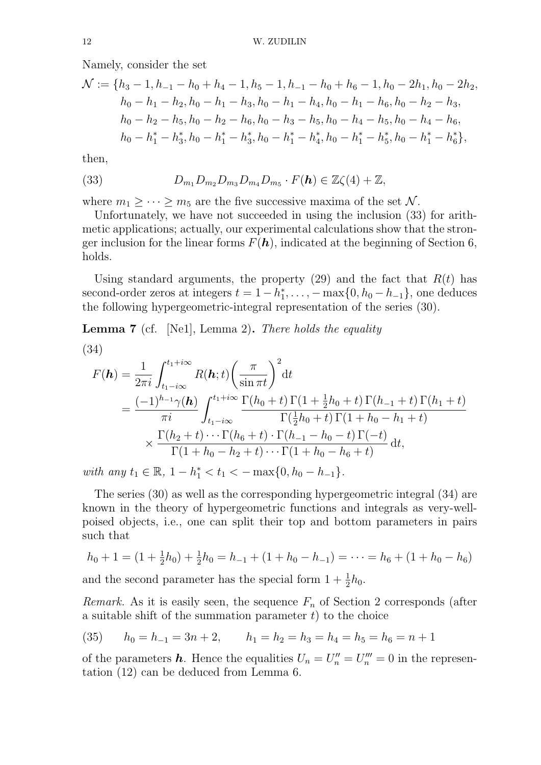Namely, consider the set

$$
\begin{aligned}
\mathcal{N} := \{&h_3-1, h_{-1}-h_0+h_4-1, h_5-1, h_{-1}-h_0+h_6-1, h_0-2h_1, h_0-2h_2,\\
&h_0-h_1-h_2, h_0-h_1-h_3, h_0-h_1-h_4, h_0-h_1-h_6, h_0-h_2-h_3,\\
&h_0-h_2-h_5, h_0-h_2-h_6, h_0-h_3-h_5, h_0-h_4-h_5, h_0-h_4-h_6,\\
&h_0-h_1^*-h_3^*, h_0-h_1^*-h_3^*, h_0-h_1^*-h_4^*, h_0-h_1^*-h_5^*, h_0-h_1^*-h_6^*\},
\end{aligned}
$$

then,

$$
D_{m_1}D_{m_2}D_{m_3}D_{m_4}D_{m_5}\cdot F(\boldsymbol{h}) \in \mathbb{Z}\zeta(4)+\mathbb{Z}, \tag{33}
$$

where $m_1 \ge \dots \ge m_5$ are the five successive maxima of the set $\mathcal{N}$.

Unfortunately, we have not succeeded in using the inclusion (33) for arithmetic applications; actually, our experimental calculations show that the stronger inclusion for the linear forms $F(\boldsymbol{h})$, indicated at the beginning of Section 6, holds.

Using standard arguments, the property (29) and the fact that $R(t)$ has second-order zeros at integers $t = 1-h_1^*, \dots, -\max\{0, h_0-h_{-1}\}$, one deduces the following hypergeometric-integral representation of the series (30).

**Lemma 7** (cf. [Ne1], Lemma 2)**.** *There holds the equality*

$$
\begin{aligned}
F(\boldsymbol{h}) &= \frac{1}{2\pi i}\int_{t_1-i\infty}^{t_1+i\infty} R(\boldsymbol{h};t)\biggl(\frac{\pi}{\sin \pi t}\biggr)^2 \mathrm{d}t\\
&= \frac{(-1)^{h_{-1}}\gamma(\boldsymbol{h})}{\pi i}\int_{t_1-i\infty}^{t_1+i\infty} \frac{\Gamma(h_0+t)\,\Gamma(1+\frac{1}{2}h_0+t)\,\Gamma(h_{-1}+t)\,\Gamma(h_1+t)}{\Gamma(\frac{1}{2}h_0+t)\,\Gamma(1+h_0-h_1+t)}\\
&\qquad\times \frac{\Gamma(h_2+t)\cdots\Gamma(h_6+t)\cdot\Gamma(h_{-1}-h_0-t)\,\Gamma(-t)}{\Gamma(1+h_0-h_2+t)\cdots\Gamma(1+h_0-h_6+t)}\,\mathrm{d}t,
\end{aligned} \tag{34}
$$

*with any $t_1 \in \mathbb{R}$, $1-h_1^* < t_1 < -\max\{0, h_0-h_{-1}\}$.*

The series (30) as well as the corresponding hypergeometric integral (34) are known in the theory of hypergeometric functions and integrals as very-well-poised objects, i.e., one can split their top and bottom parameters in pairs such that

$$
h_0+1 = (1+\tfrac{1}{2}h_0)+\tfrac{1}{2}h_0 = h_{-1}+(1+h_0-h_{-1}) = \dots = h_6+(1+h_0-h_6)
$$

and the second parameter has the special form $1+\frac{1}{2}h_0$.

*Remark.* As it is easily seen, the sequence $F_n$ of Section 2 corresponds (after a suitable shift of the summation parameter $t$) to the choice

$$
h_0 = h_{-1} = 3n+2, \qquad h_1=h_2=h_3=h_4=h_5=h_6=n+1 \tag{35}
$$

of the parameters $\boldsymbol{h}$. Hence the equalities $U_n = U_n'' = U_n''' = 0$ in the representation (12) can be deduced from Lemma 6.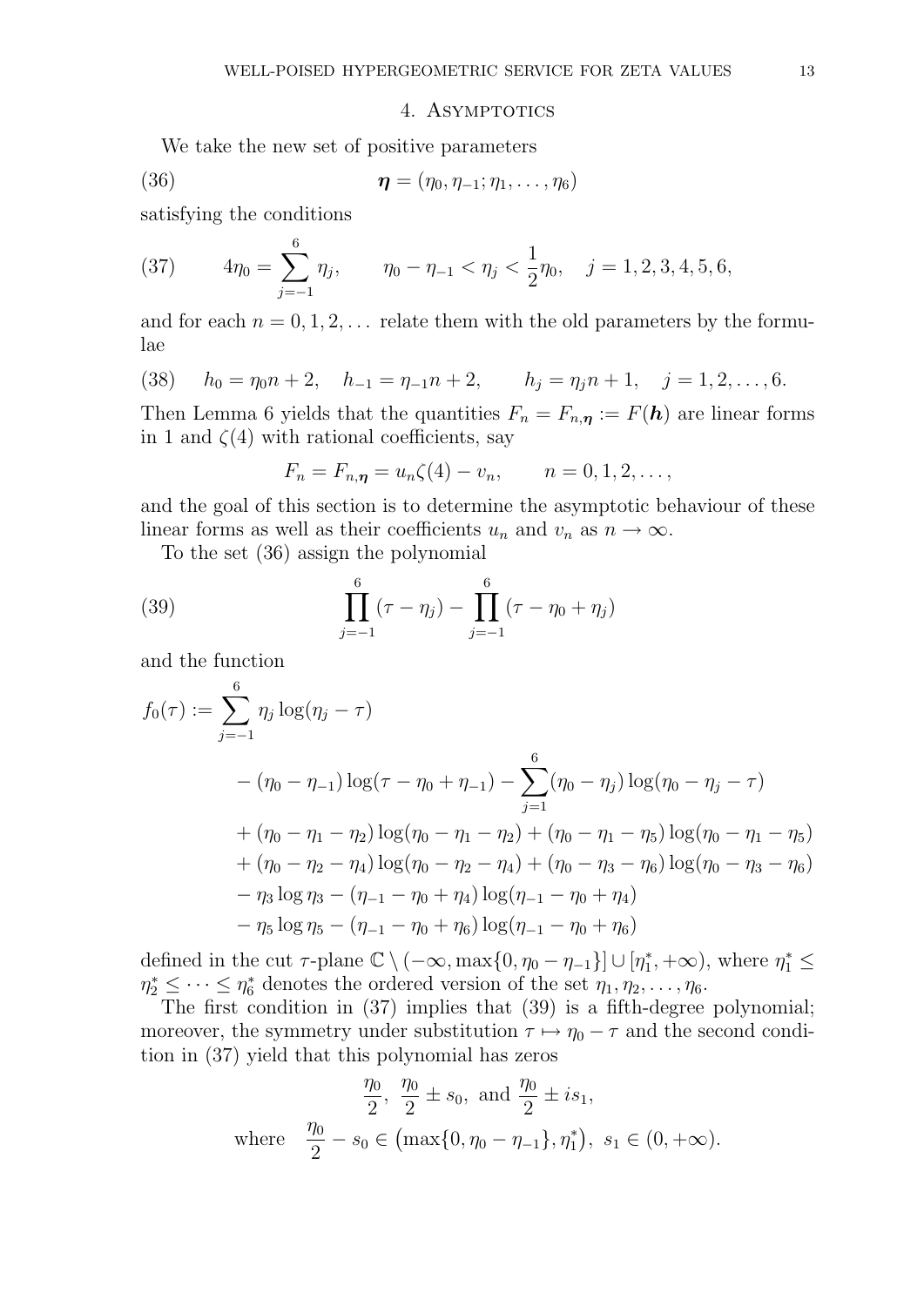## 4. Asymptotics

We take the new set of positive parameters

$$\boldsymbol{\eta} = (\eta_0, \eta_{-1}; \eta_1, \dots, \eta_6) \tag{36}$$

satisfying the conditions

$$4\eta_0 = \sum_{j=-1}^{6} \eta_j, \qquad \eta_0 - \eta_{-1} < \eta_j < \frac{1}{2}\eta_0, \quad j = 1, 2, 3, 4, 5, 6, \tag{37}$$

and for each $n = 0, 1, 2, \dots$ relate them with the old parameters by the formulae

$$h_0 = \eta_0 n + 2, \quad h_{-1} = \eta_{-1} n + 2, \qquad h_j = \eta_j n + 1, \quad j = 1, 2, \dots, 6. \tag{38}$$

Then Lemma 6 yields that the quantities $F_n = F_{n,\boldsymbol{\eta}} := F(\boldsymbol{h})$ are linear forms in 1 and $\zeta(4)$ with rational coefficients, say

$$F_n = F_{n,\boldsymbol{\eta}} = u_n \zeta(4) - v_n, \qquad n = 0, 1, 2, \dots,$$

and the goal of this section is to determine the asymptotic behaviour of these linear forms as well as their coefficients $u_n$ and $v_n$ as $n \to \infty$.

To the set (36) assign the polynomial

$$\prod_{j=-1}^{6} (\tau - \eta_j) - \prod_{j=-1}^{6} (\tau - \eta_0 + \eta_j) \tag{39}$$

and the function

$$\begin{aligned}
f_0(\tau) := \sum_{j=-1}^{6} & \eta_j \log(\eta_j - \tau) \\
&- (\eta_0 - \eta_{-1}) \log(\tau - \eta_0 + \eta_{-1}) - \sum_{j=1}^{6} (\eta_0 - \eta_j) \log(\eta_0 - \eta_j - \tau) \\
&+ (\eta_0 - \eta_1 - \eta_2) \log(\eta_0 - \eta_1 - \eta_2) + (\eta_0 - \eta_1 - \eta_5) \log(\eta_0 - \eta_1 - \eta_5) \\
&+ (\eta_0 - \eta_2 - \eta_4) \log(\eta_0 - \eta_2 - \eta_4) + (\eta_0 - \eta_3 - \eta_6) \log(\eta_0 - \eta_3 - \eta_6) \\
&- \eta_3 \log \eta_3 - (\eta_{-1} - \eta_0 + \eta_4) \log(\eta_{-1} - \eta_0 + \eta_4) \\
&- \eta_5 \log \eta_5 - (\eta_{-1} - \eta_0 + \eta_6) \log(\eta_{-1} - \eta_0 + \eta_6)
\end{aligned}$$

defined in the cut $\tau$-plane $\mathbb{C} \setminus (-\infty, \max\{0, \eta_0 - \eta_{-1}\}] \cup [\eta_1^*, +\infty)$, where $\eta_1^* \le \eta_2^* \le \dots \le \eta_6^*$ denotes the ordered version of the set $\eta_1, \eta_2, \dots, \eta_6$.

The first condition in (37) implies that (39) is a fifth-degree polynomial; moreover, the symmetry under substitution $\tau \mapsto \eta_0 - \tau$ and the second condition in (37) yield that this polynomial has zeros

$$\frac{\eta_0}{2}, \ \frac{\eta_0}{2} \pm s_0, \ \text{and} \ \frac{\eta_0}{2} \pm i s_1,$$

$$\text{where} \quad \frac{\eta_0}{2} - s_0 \in \big(\max\{0, \eta_0 - \eta_{-1}\}, \eta_1^*\big), \ s_1 \in (0, +\infty).$$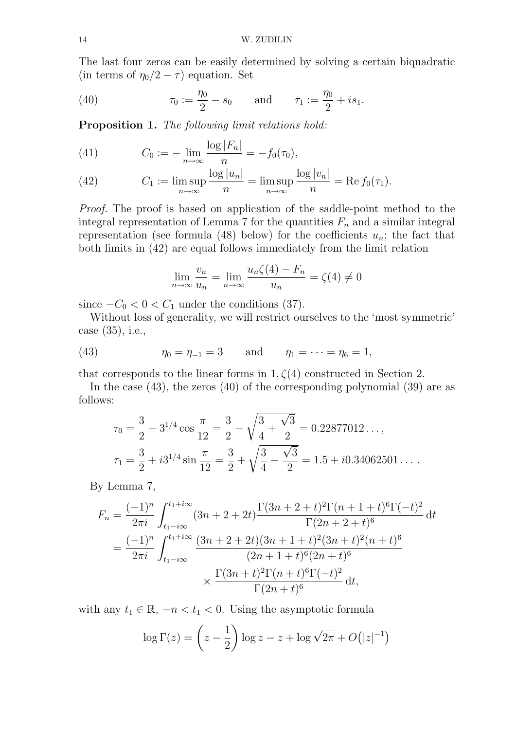The last four zeros can be easily determined by solving a certain biquadratic (in terms of $\eta_0/2 - \tau$) equation. Set

$$\tau_0 := \frac{\eta_0}{2} - s_0 \qquad \text{and} \qquad \tau_1 := \frac{\eta_0}{2} + is_1. \tag{40}$$

**Proposition 1.** *The following limit relations hold:*

$$C_0 := -\lim_{n\to\infty} \frac{\log|F_n|}{n} = -f_0(\tau_0), \tag{41}$$

$$C_1 := \limsup_{n\to\infty} \frac{\log|u_n|}{n} = \limsup_{n\to\infty} \frac{\log|v_n|}{n} = \operatorname{Re} f_0(\tau_1). \tag{42}$$

*Proof.* The proof is based on application of the saddle-point method to the integral representation of Lemma 7 for the quantities $F_n$ and a similar integral representation (see formula (48) below) for the coefficients $u_n$; the fact that both limits in (42) are equal follows immediately from the limit relation

$$\lim_{n\to\infty} \frac{v_n}{u_n} = \lim_{n\to\infty} \frac{u_n\zeta(4) - F_n}{u_n} = \zeta(4) \ne 0$$

since $-C_0 < 0 < C_1$ under the conditions (37).

Without loss of generality, we will restrict ourselves to the 'most symmetric' case (35), i.e.,

$$\eta_0 = \eta_{-1} = 3 \qquad \text{and} \qquad \eta_1 = \dots = \eta_6 = 1, \tag{43}$$

that corresponds to the linear forms in $1, \zeta(4)$ constructed in Section 2.

In the case (43), the zeros (40) of the corresponding polynomial (39) are as follows:

$$\tau_0 = \frac{3}{2} - 3^{1/4}\cos\frac{\pi}{12} = \frac{3}{2} - \sqrt{\frac{3}{4} + \frac{\sqrt{3}}{2}} = 0.22877012\dots,$$

$$\tau_1 = \frac{3}{2} + i3^{1/4}\sin\frac{\pi}{12} = \frac{3}{2} + \sqrt{\frac{3}{4} - \frac{\sqrt{3}}{2}} = 1.5 + i0.34062501\dots.$$

By Lemma 7,

$$\begin{aligned} F_n &= \frac{(-1)^n}{2\pi i} \int_{t_1 - i\infty}^{t_1 + i\infty} (3n + 2 + 2t) \frac{\Gamma(3n+2+t)^2\Gamma(n+1+t)^6\Gamma(-t)^2}{\Gamma(2n+2+t)^6}\,\mathrm{d}t \\ &= \frac{(-1)^n}{2\pi i} \int_{t_1 - i\infty}^{t_1 + i\infty} \frac{(3n+2+2t)(3n+1+t)^2(3n+t)^2(n+t)^6}{(2n+1+t)^6(2n+t)^6} \\ &\qquad\qquad \times \frac{\Gamma(3n+t)^2\Gamma(n+t)^6\Gamma(-t)^2}{\Gamma(2n+t)^6}\,\mathrm{d}t, \end{aligned}$$

with any $t_1 \in \mathbb{R}$, $-n < t_1 < 0$. Using the asymptotic formula

$$\log\Gamma(z) = \left(z - \frac{1}{2}\right)\log z - z + \log\sqrt{2\pi} + O\big(|z|^{-1}\big)$$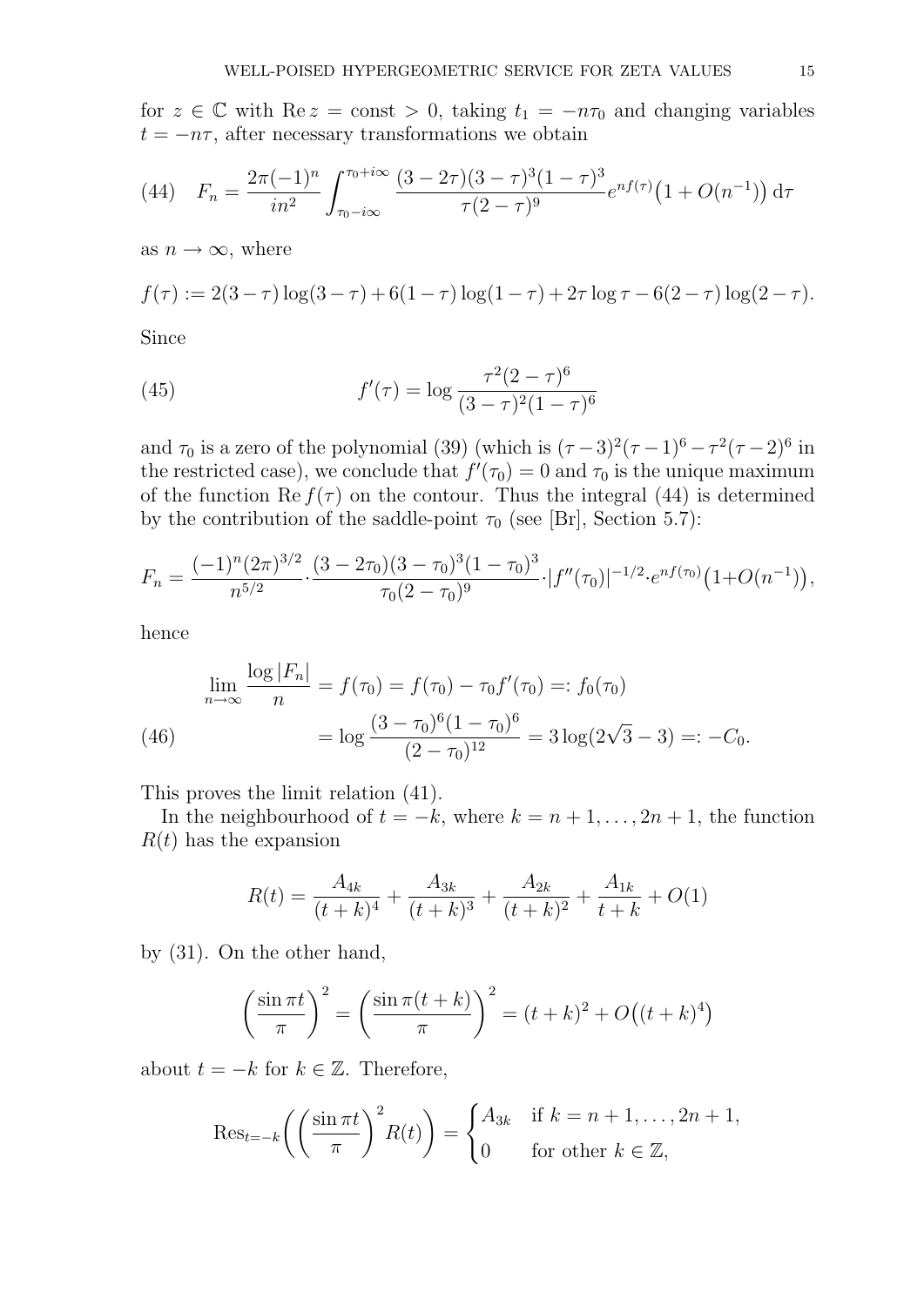for $z \in \mathbb{C}$ with $\operatorname{Re} z = \text{const} > 0$, taking $t_1 = -n\tau_0$ and changing variables $t = -n\tau$, after necessary transformations we obtain

$$F_n = \frac{2\pi(-1)^n}{in^2} \int_{\tau_0 - i\infty}^{\tau_0 + i\infty} \frac{(3-2\tau)(3-\tau)^3(1-\tau)^3}{\tau(2-\tau)^9} e^{nf(\tau)} \big(1 + O(n^{-1})\big)\, \mathrm{d}\tau \tag{44}$$

as $n \to \infty$, where

$$f(\tau) := 2(3-\tau)\log(3-\tau) + 6(1-\tau)\log(1-\tau) + 2\tau\log\tau - 6(2-\tau)\log(2-\tau).$$

Since

$$f'(\tau) = \log \frac{\tau^2(2-\tau)^6}{(3-\tau)^2(1-\tau)^6} \tag{45}$$

and $\tau_0$ is a zero of the polynomial (39) (which is $(\tau-3)^2(\tau-1)^6 - \tau^2(\tau-2)^6$ in the restricted case), we conclude that $f'(\tau_0) = 0$ and $\tau_0$ is the unique maximum of the function $\operatorname{Re} f(\tau)$ on the contour. Thus the integral (44) is determined by the contribution of the saddle-point $\tau_0$ (see [Br], Section 5.7):

$$F_n = \frac{(-1)^n(2\pi)^{3/2}}{n^{5/2}} \cdot \frac{(3-2\tau_0)(3-\tau_0)^3(1-\tau_0)^3}{\tau_0(2-\tau_0)^9} \cdot |f''(\tau_0)|^{-1/2} \cdot e^{nf(\tau_0)} \big(1 + O(n^{-1})\big),$$

hence

$$\begin{aligned} \lim_{n\to\infty} \frac{\log|F_n|}{n} &= f(\tau_0) = f(\tau_0) - \tau_0 f'(\tau_0) =: f_0(\tau_0) \\ &= \log \frac{(3-\tau_0)^6(1-\tau_0)^6}{(2-\tau_0)^{12}} = 3\log(2\sqrt{3}-3) =: -C_0. \end{aligned} \tag{46}$$

This proves the limit relation (41).

In the neighbourhood of $t = -k$, where $k = n+1, \dots, 2n+1$, the function $R(t)$ has the expansion

$$R(t) = \frac{A_{4k}}{(t+k)^4} + \frac{A_{3k}}{(t+k)^3} + \frac{A_{2k}}{(t+k)^2} + \frac{A_{1k}}{t+k} + O(1)$$

by (31). On the other hand,

$$\left(\frac{\sin\pi t}{\pi}\right)^2 = \left(\frac{\sin\pi(t+k)}{\pi}\right)^2 = (t+k)^2 + O\big((t+k)^4\big)$$

about $t = -k$ for $k \in \mathbb{Z}$. Therefore,

$$\operatorname{Res}_{t=-k}\left(\left(\frac{\sin\pi t}{\pi}\right)^2 R(t)\right) = \begin{cases} A_{3k} & \text{if } k = n+1, \dots, 2n+1, \\ 0 & \text{for other } k \in \mathbb{Z}, \end{cases}$$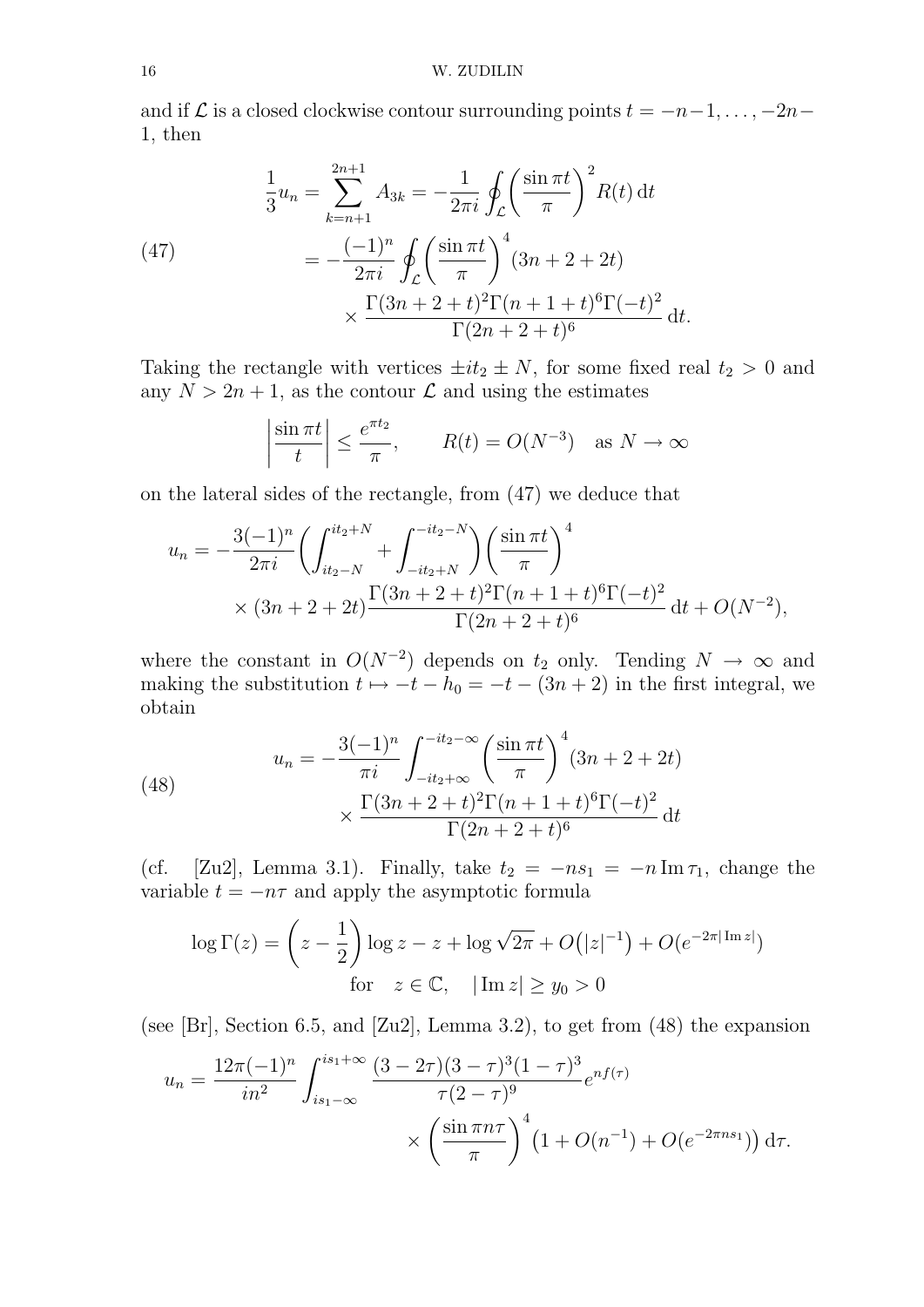and if $\mathcal{L}$ is a closed clockwise contour surrounding points $t=-n-1,\dots,-2n-1$, then

$$
\begin{aligned}
\frac{1}{3}u_n=\sum_{k=n+1}^{2n+1}A_{3k}&=-\frac{1}{2\pi i}\oint_{\mathcal{L}}\biggl(\frac{\sin\pi t}{\pi}\biggr)^2R(t)\,\mathrm{d}t\\
&=-\frac{(-1)^n}{2\pi i}\oint_{\mathcal{L}}\biggl(\frac{\sin\pi t}{\pi}\biggr)^4(3n+2+2t)\\
&\qquad\times\frac{\Gamma(3n+2+t)^2\Gamma(n+1+t)^6\Gamma(-t)^2}{\Gamma(2n+2+t)^6}\,\mathrm{d}t.
\end{aligned}
\tag{47}
$$

Taking the rectangle with vertices $\pm it_2\pm N$, for some fixed real $t_2>0$ and any $N>2n+1$, as the contour $\mathcal{L}$ and using the estimates

$$
\biggl|\frac{\sin\pi t}{t}\biggr|\le\frac{e^{\pi t_2}}{\pi},\qquad R(t)=O(N^{-3})\quad\text{as } N\to\infty
$$

on the lateral sides of the rectangle, from (47) we deduce that

$$
\begin{aligned}
u_n=-\frac{3(-1)^n}{2\pi i}&\biggl(\int_{it_2-N}^{it_2+N}+\int_{-it_2+N}^{-it_2-N}\biggr)\biggl(\frac{\sin\pi t}{\pi}\biggr)^4\\
&\times(3n+2+2t)\frac{\Gamma(3n+2+t)^2\Gamma(n+1+t)^6\Gamma(-t)^2}{\Gamma(2n+2+t)^6}\,\mathrm{d}t+O(N^{-2}),
\end{aligned}
$$

where the constant in $O(N^{-2})$ depends on $t_2$ only. Tending $N\to\infty$ and making the substitution $t\mapsto -t-h_0=-t-(3n+2)$ in the first integral, we obtain

$$
\begin{aligned}
u_n=-\frac{3(-1)^n}{\pi i}&\int_{-it_2+\infty}^{-it_2-\infty}\biggl(\frac{\sin\pi t}{\pi}\biggr)^4(3n+2+2t)\\
&\times\frac{\Gamma(3n+2+t)^2\Gamma(n+1+t)^6\Gamma(-t)^2}{\Gamma(2n+2+t)^6}\,\mathrm{d}t
\end{aligned}
\tag{48}
$$

(cf. [Zu2], Lemma 3.1). Finally, take $t_2=-ns_1=-n\operatorname{Im}\tau_1$, change the variable $t=-n\tau$ and apply the asymptotic formula

$$
\log\Gamma(z)=\biggl(z-\frac{1}{2}\biggr)\log z-z+\log\sqrt{2\pi}+O\bigl(|z|^{-1}\bigr)+O(e^{-2\pi|\operatorname{Im}z|})
$$
$$
\text{for}\quad z\in\mathbb{C},\quad |\operatorname{Im}z|\ge y_0>0
$$

(see [Br], Section 6.5, and [Zu2], Lemma 3.2), to get from (48) the expansion

$$
\begin{aligned}
u_n=\frac{12\pi(-1)^n}{in^2}\int_{is_1-\infty}^{is_1+\infty}&\frac{(3-2\tau)(3-\tau)^3(1-\tau)^3}{\tau(2-\tau)^9}e^{nf(\tau)}\\
&\times\biggl(\frac{\sin\pi n\tau}{\pi}\biggr)^4\bigl(1+O(n^{-1})+O(e^{-2\pi ns_1})\bigr)\,\mathrm{d}\tau.
\end{aligned}
$$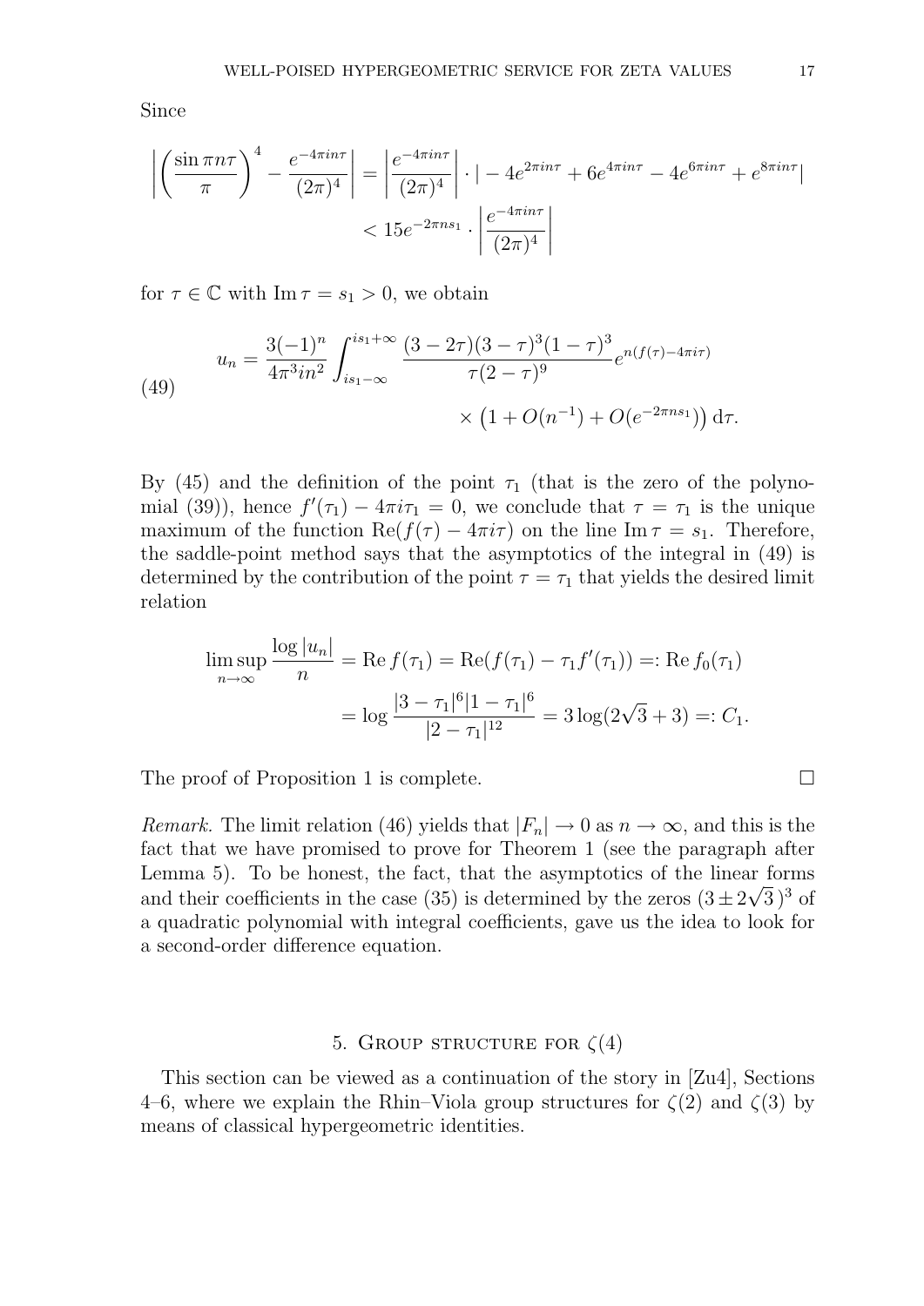Since

$$\left|\left(\frac{\sin \pi n\tau}{\pi}\right)^4 - \frac{e^{-4\pi i n\tau}}{(2\pi)^4}\right| = \left|\frac{e^{-4\pi i n\tau}}{(2\pi)^4}\right| \cdot |-4e^{2\pi i n\tau} + 6e^{4\pi i n\tau} - 4e^{6\pi i n\tau} + e^{8\pi i n\tau}|$$
$$< 15e^{-2\pi n s_1} \cdot \left|\frac{e^{-4\pi i n\tau}}{(2\pi)^4}\right|$$

for $\tau \in \mathbb{C}$ with $\operatorname{Im}\tau = s_1 > 0$, we obtain

$$u_n = \frac{3(-1)^n}{4\pi^3 i n^2} \int_{is_1-\infty}^{is_1+\infty} \frac{(3-2\tau)(3-\tau)^3(1-\tau)^3}{\tau(2-\tau)^9} e^{n(f(\tau)-4\pi i\tau)} \times \left(1 + O(n^{-1}) + O(e^{-2\pi n s_1})\right) \mathrm{d}\tau. \tag{49}$$

By (45) and the definition of the point $\tau_1$ (that is the zero of the polynomial (39)), hence $f'(\tau_1) - 4\pi i\tau_1 = 0$, we conclude that $\tau = \tau_1$ is the unique maximum of the function $\operatorname{Re}(f(\tau) - 4\pi i\tau)$ on the line $\operatorname{Im}\tau = s_1$. Therefore, the saddle-point method says that the asymptotics of the integral in (49) is determined by the contribution of the point $\tau = \tau_1$ that yields the desired limit relation

$$\limsup_{n\to\infty} \frac{\log|u_n|}{n} = \operatorname{Re} f(\tau_1) = \operatorname{Re}(f(\tau_1) - \tau_1 f'(\tau_1)) =: \operatorname{Re} f_0(\tau_1)$$
$$= \log \frac{|3-\tau_1|^6|1-\tau_1|^6}{|2-\tau_1|^{12}} = 3\log(2\sqrt{3}+3) =: C_1.$$

The proof of Proposition 1 is complete. □

*Remark.* The limit relation (46) yields that $|F_n| \to 0$ as $n \to \infty$, and this is the fact that we have promised to prove for Theorem 1 (see the paragraph after Lemma 5). To be honest, the fact, that the asymptotics of the linear forms and their coefficients in the case (35) is determined by the zeros $(3 \pm 2\sqrt{3}\,)^3$ of a quadratic polynomial with integral coefficients, gave us the idea to look for a second-order difference equation.

## 5. Group structure for $\zeta(4)$

This section can be viewed as a continuation of the story in [Zu4], Sections 4–6, where we explain the Rhin–Viola group structures for $\zeta(2)$ and $\zeta(3)$ by means of classical hypergeometric identities.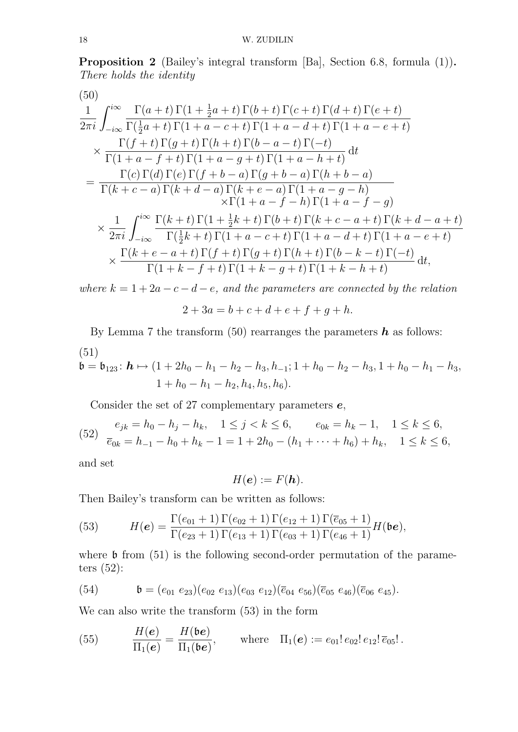**Proposition 2** (Bailey's integral transform [Ba], Section 6.8, formula (1))**.** *There holds the identity*

$$
\begin{aligned}
(50)\quad & \frac{1}{2\pi i}\int_{-i\infty}^{i\infty}\frac{\Gamma(a+t)\,\Gamma(1+\frac12 a+t)\,\Gamma(b+t)\,\Gamma(c+t)\,\Gamma(d+t)\,\Gamma(e+t)}{\Gamma(\frac12 a+t)\,\Gamma(1+a-c+t)\,\Gamma(1+a-d+t)\,\Gamma(1+a-e+t)} \\
&\quad\times\frac{\Gamma(f+t)\,\Gamma(g+t)\,\Gamma(h+t)\,\Gamma(b-a-t)\,\Gamma(-t)}{\Gamma(1+a-f+t)\,\Gamma(1+a-g+t)\,\Gamma(1+a-h+t)}\,\mathrm{d}t \\
&=\frac{\Gamma(c)\,\Gamma(d)\,\Gamma(e)\,\Gamma(f+b-a)\,\Gamma(g+b-a)\,\Gamma(h+b-a)}{\Gamma(k+c-a)\,\Gamma(k+d-a)\,\Gamma(k+e-a)\,\Gamma(1+a-g-h)\times\Gamma(1+a-f-h)\,\Gamma(1+a-f-g)} \\
&\quad\times\frac{1}{2\pi i}\int_{-i\infty}^{i\infty}\frac{\Gamma(k+t)\,\Gamma(1+\frac12 k+t)\,\Gamma(b+t)\,\Gamma(k+c-a+t)\,\Gamma(k+d-a+t)}{\Gamma(\frac12 k+t)\,\Gamma(1+a-c+t)\,\Gamma(1+a-d+t)\,\Gamma(1+a-e+t)} \\
&\quad\times\frac{\Gamma(k+e-a+t)\,\Gamma(f+t)\,\Gamma(g+t)\,\Gamma(h+t)\,\Gamma(b-k-t)\,\Gamma(-t)}{\Gamma(1+k-f+t)\,\Gamma(1+k-g+t)\,\Gamma(1+k-h+t)}\,\mathrm{d}t,
\end{aligned}
$$

*where $k=1+2a-c-d-e$, and the parameters are connected by the relation*

$$2+3a=b+c+d+e+f+g+h.$$

By Lemma 7 the transform (50) rearranges the parameters $\boldsymbol{h}$ as follows:

$$
\begin{aligned}
(51)\quad \mathfrak{b}=\mathfrak{b}_{123}\colon \boldsymbol{h}\mapsto (&1+2h_0-h_1-h_2-h_3,h_{-1};1+h_0-h_2-h_3,1+h_0-h_1-h_3,\\
&1+h_0-h_1-h_2,h_4,h_5,h_6).
\end{aligned}
$$

Consider the set of 27 complementary parameters $\boldsymbol{e}$,

$$
(52)\quad
\begin{gathered}
e_{jk}=h_0-h_j-h_k,\quad 1\le j<k\le 6,\qquad e_{0k}=h_k-1,\quad 1\le k\le 6,\\
\overline{e}_{0k}=h_{-1}-h_0+h_k-1=1+2h_0-(h_1+\dots+h_6)+h_k,\quad 1\le k\le 6,
\end{gathered}
$$

and set

$$H(\boldsymbol{e}):=F(\boldsymbol{h}).$$

Then Bailey's transform can be written as follows:

$$
(53)\qquad H(\boldsymbol{e})=\frac{\Gamma(e_{01}+1)\,\Gamma(e_{02}+1)\,\Gamma(e_{12}+1)\,\Gamma(\overline{e}_{05}+1)}{\Gamma(e_{23}+1)\,\Gamma(e_{13}+1)\,\Gamma(e_{03}+1)\,\Gamma(e_{46}+1)}H(\mathfrak{b}\boldsymbol{e}),
$$

where $\mathfrak{b}$ from (51) is the following second-order permutation of the parameters (52):

$$
(54)\qquad \mathfrak{b}=(e_{01}\ e_{23})(e_{02}\ e_{13})(e_{03}\ e_{12})(\overline{e}_{04}\ e_{56})(\overline{e}_{05}\ e_{46})(\overline{e}_{06}\ e_{45}).
$$

We can also write the transform (53) in the form

$$
(55)\qquad \frac{H(\boldsymbol{e})}{\Pi_1(\boldsymbol{e})}=\frac{H(\mathfrak{b}\boldsymbol{e})}{\Pi_1(\mathfrak{b}\boldsymbol{e})},\qquad \text{where}\quad \Pi_1(\boldsymbol{e}):=e_{01}!\,e_{02}!\,e_{12}!\,\overline{e}_{05}!\,.
$$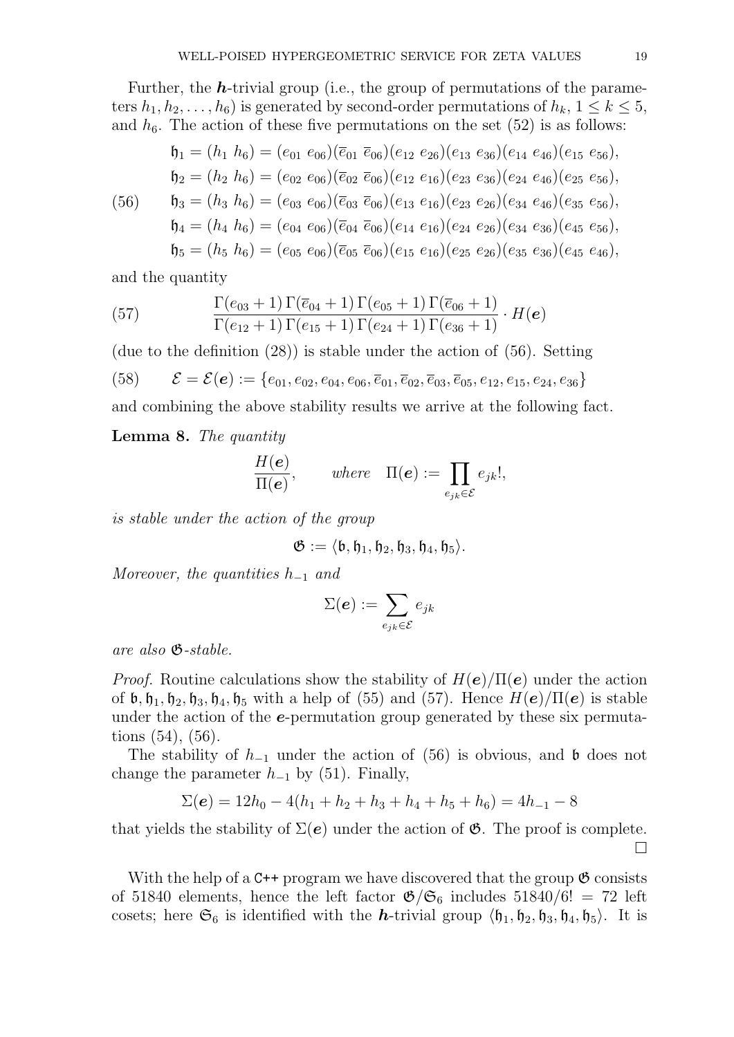Further, the $\boldsymbol{h}$-trivial group (i.e., the group of permutations of the parameters $h_1, h_2, \dots, h_6$) is generated by second-order permutations of $h_k$, $1 \le k \le 5$, and $h_6$. The action of these five permutations on the set (52) is as follows:

$$
\begin{aligned}
\mathfrak{h}_1 &= (h_1\ h_6) = (e_{01}\ e_{06})(\overline{e}_{01}\ \overline{e}_{06})(e_{12}\ e_{26})(e_{13}\ e_{36})(e_{14}\ e_{46})(e_{15}\ e_{56}),\\
\mathfrak{h}_2 &= (h_2\ h_6) = (e_{02}\ e_{06})(\overline{e}_{02}\ \overline{e}_{06})(e_{12}\ e_{16})(e_{23}\ e_{36})(e_{24}\ e_{46})(e_{25}\ e_{56}),\\
\mathfrak{h}_3 &= (h_3\ h_6) = (e_{03}\ e_{06})(\overline{e}_{03}\ \overline{e}_{06})(e_{13}\ e_{16})(e_{23}\ e_{26})(e_{34}\ e_{46})(e_{35}\ e_{56}),\\
\mathfrak{h}_4 &= (h_4\ h_6) = (e_{04}\ e_{06})(\overline{e}_{04}\ \overline{e}_{06})(e_{14}\ e_{16})(e_{24}\ e_{26})(e_{34}\ e_{36})(e_{45}\ e_{56}),\\
\mathfrak{h}_5 &= (h_5\ h_6) = (e_{05}\ e_{06})(\overline{e}_{05}\ \overline{e}_{06})(e_{15}\ e_{16})(e_{25}\ e_{26})(e_{35}\ e_{36})(e_{45}\ e_{46}),
\end{aligned}
\tag{56}
$$

and the quantity

$$
\frac{\Gamma(e_{03}+1)\,\Gamma(\overline{e}_{04}+1)\,\Gamma(e_{05}+1)\,\Gamma(\overline{e}_{06}+1)}{\Gamma(e_{12}+1)\,\Gamma(e_{15}+1)\,\Gamma(e_{24}+1)\,\Gamma(e_{36}+1)} \cdot H(\boldsymbol{e})
\tag{57}
$$

(due to the definition (28)) is stable under the action of (56). Setting

$$
\mathcal{E} = \mathcal{E}(\boldsymbol{e}) := \{e_{01}, e_{02}, e_{04}, e_{06}, \overline{e}_{01}, \overline{e}_{02}, \overline{e}_{03}, \overline{e}_{05}, e_{12}, e_{15}, e_{24}, e_{36}\}
\tag{58}
$$

and combining the above stability results we arrive at the following fact.

**Lemma 8.** *The quantity*

$$
\frac{H(\boldsymbol{e})}{\Pi(\boldsymbol{e})}, \qquad \text{where} \quad \Pi(\boldsymbol{e}) := \prod_{e_{jk} \in \mathcal{E}} e_{jk}!,
$$

*is stable under the action of the group*

$$
\mathfrak{G} := \langle \mathfrak{b}, \mathfrak{h}_1, \mathfrak{h}_2, \mathfrak{h}_3, \mathfrak{h}_4, \mathfrak{h}_5 \rangle.
$$

*Moreover, the quantities $h_{-1}$ and*

$$
\Sigma(\boldsymbol{e}) := \sum_{e_{jk} \in \mathcal{E}} e_{jk}
$$

*are also $\mathfrak{G}$-stable.*

*Proof.* Routine calculations show the stability of $H(\boldsymbol{e})/\Pi(\boldsymbol{e})$ under the action of $\mathfrak{b}, \mathfrak{h}_1, \mathfrak{h}_2, \mathfrak{h}_3, \mathfrak{h}_4, \mathfrak{h}_5$ with a help of (55) and (57). Hence $H(\boldsymbol{e})/\Pi(\boldsymbol{e})$ is stable under the action of the $\boldsymbol{e}$-permutation group generated by these six permutations (54), (56).

The stability of $h_{-1}$ under the action of (56) is obvious, and $\mathfrak{b}$ does not change the parameter $h_{-1}$ by (51). Finally,

$$
\Sigma(\boldsymbol{e}) = 12h_0 - 4(h_1 + h_2 + h_3 + h_4 + h_5 + h_6) = 4h_{-1} - 8
$$

that yields the stability of $\Sigma(\boldsymbol{e})$ under the action of $\mathfrak{G}$. The proof is complete. $\square$

With the help of a `C++` program we have discovered that the group $\mathfrak{G}$ consists of 51840 elements, hence the left factor $\mathfrak{G}/\mathfrak{S}_6$ includes $51840/6! = 72$ left cosets; here $\mathfrak{S}_6$ is identified with the $\boldsymbol{h}$-trivial group $\langle \mathfrak{h}_1, \mathfrak{h}_2, \mathfrak{h}_3, \mathfrak{h}_4, \mathfrak{h}_5 \rangle$. It is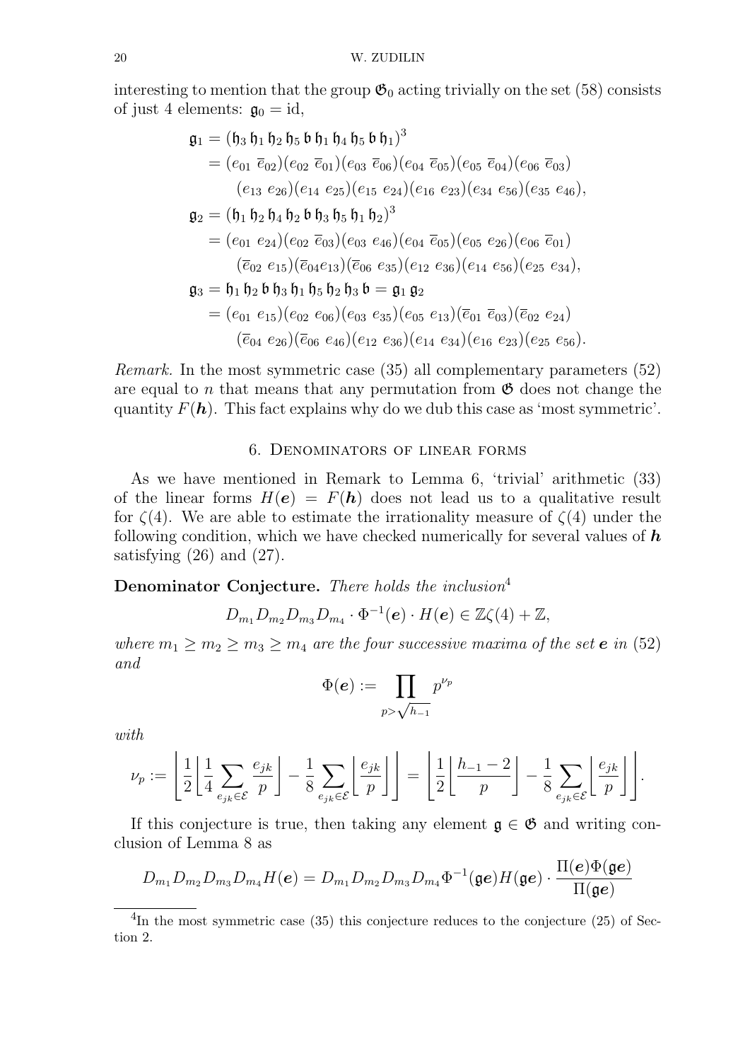interesting to mention that the group $\mathfrak{G}_0$ acting trivially on the set (58) consists of just 4 elements: $\mathfrak{g}_0 = \mathrm{id}$,

$$
\begin{aligned}
\mathfrak{g}_1 &= (\mathfrak{h}_3\,\mathfrak{h}_1\,\mathfrak{h}_2\,\mathfrak{h}_5\,\mathfrak{b}\,\mathfrak{h}_1\,\mathfrak{h}_4\,\mathfrak{h}_5\,\mathfrak{b}\,\mathfrak{h}_1)^3 \\
&= (e_{01}\ \overline{e}_{02})(e_{02}\ \overline{e}_{01})(e_{03}\ \overline{e}_{06})(e_{04}\ \overline{e}_{05})(e_{05}\ \overline{e}_{04})(e_{06}\ \overline{e}_{03}) \\
&\qquad (e_{13}\ e_{26})(e_{14}\ e_{25})(e_{15}\ e_{24})(e_{16}\ e_{23})(e_{34}\ e_{56})(e_{35}\ e_{46}), \\
\mathfrak{g}_2 &= (\mathfrak{h}_1\,\mathfrak{h}_2\,\mathfrak{h}_4\,\mathfrak{h}_2\,\mathfrak{b}\,\mathfrak{h}_3\,\mathfrak{h}_5\,\mathfrak{h}_1\,\mathfrak{h}_2)^3 \\
&= (e_{01}\ e_{24})(e_{02}\ \overline{e}_{03})(e_{03}\ e_{46})(e_{04}\ \overline{e}_{05})(e_{05}\ e_{26})(e_{06}\ \overline{e}_{01}) \\
&\qquad (\overline{e}_{02}\ e_{15})(\overline{e}_{04} e_{13})(\overline{e}_{06}\ e_{35})(e_{12}\ e_{36})(e_{14}\ e_{56})(e_{25}\ e_{34}), \\
\mathfrak{g}_3 &= \mathfrak{h}_1\,\mathfrak{h}_2\,\mathfrak{b}\,\mathfrak{h}_3\,\mathfrak{h}_1\,\mathfrak{h}_5\,\mathfrak{h}_2\,\mathfrak{h}_3\,\mathfrak{b} = \mathfrak{g}_1\,\mathfrak{g}_2 \\
&= (e_{01}\ e_{15})(e_{02}\ e_{06})(e_{03}\ e_{35})(e_{05}\ e_{13})(\overline{e}_{01}\ \overline{e}_{03})(\overline{e}_{02}\ e_{24}) \\
&\qquad (\overline{e}_{04}\ e_{26})(\overline{e}_{06}\ e_{46})(e_{12}\ e_{36})(e_{14}\ e_{34})(e_{16}\ e_{23})(e_{25}\ e_{56}).
\end{aligned}
$$

*Remark.* In the most symmetric case (35) all complementary parameters (52) are equal to $n$ that means that any permutation from $\mathfrak{G}$ does not change the quantity $F(\boldsymbol{h})$. This fact explains why do we dub this case as 'most symmetric'.

## 6. Denominators of linear forms

As we have mentioned in Remark to Lemma 6, 'trivial' arithmetic (33) of the linear forms $H(\boldsymbol{e}) = F(\boldsymbol{h})$ does not lead us to a qualitative result for $\zeta(4)$. We are able to estimate the irrationality measure of $\zeta(4)$ under the following condition, which we have checked numerically for several values of $\boldsymbol{h}$ satisfying (26) and (27).

**Denominator Conjecture.** *There holds the inclusion*[4]

$$
D_{m_1}D_{m_2}D_{m_3}D_{m_4}\cdot\Phi^{-1}(\boldsymbol{e})\cdot H(\boldsymbol{e}) \in \mathbb{Z}\zeta(4)+\mathbb{Z},
$$

*where $m_1 \ge m_2 \ge m_3 \ge m_4$ are the four successive maxima of the set $\boldsymbol{e}$ in (52) and*

$$
\Phi(\boldsymbol{e}) := \prod_{p>\sqrt{h_{-1}}} p^{\nu_p}
$$

*with*

$$
\nu_p := \left\lfloor \frac{1}{2}\left\lfloor \frac{1}{4}\sum_{e_{jk}\in\mathcal{E}} \frac{e_{jk}}{p}\right\rfloor - \frac{1}{8}\sum_{e_{jk}\in\mathcal{E}}\left\lfloor\frac{e_{jk}}{p}\right\rfloor\right\rfloor = \left\lfloor \frac{1}{2}\left\lfloor \frac{h_{-1}-2}{p}\right\rfloor - \frac{1}{8}\sum_{e_{jk}\in\mathcal{E}}\left\lfloor\frac{e_{jk}}{p}\right\rfloor\right\rfloor.
$$

If this conjecture is true, then taking any element $\mathfrak{g}\in\mathfrak{G}$ and writing conclusion of Lemma 8 as

$$
D_{m_1}D_{m_2}D_{m_3}D_{m_4}H(\boldsymbol{e}) = D_{m_1}D_{m_2}D_{m_3}D_{m_4}\Phi^{-1}(\mathfrak{g}\boldsymbol{e})H(\mathfrak{g}\boldsymbol{e})\cdot\frac{\Pi(\boldsymbol{e})\Phi(\mathfrak{g}\boldsymbol{e})}{\Pi(\mathfrak{g}\boldsymbol{e})}
$$

---

[4] In the most symmetric case (35) this conjecture reduces to the conjecture (25) of Section 2.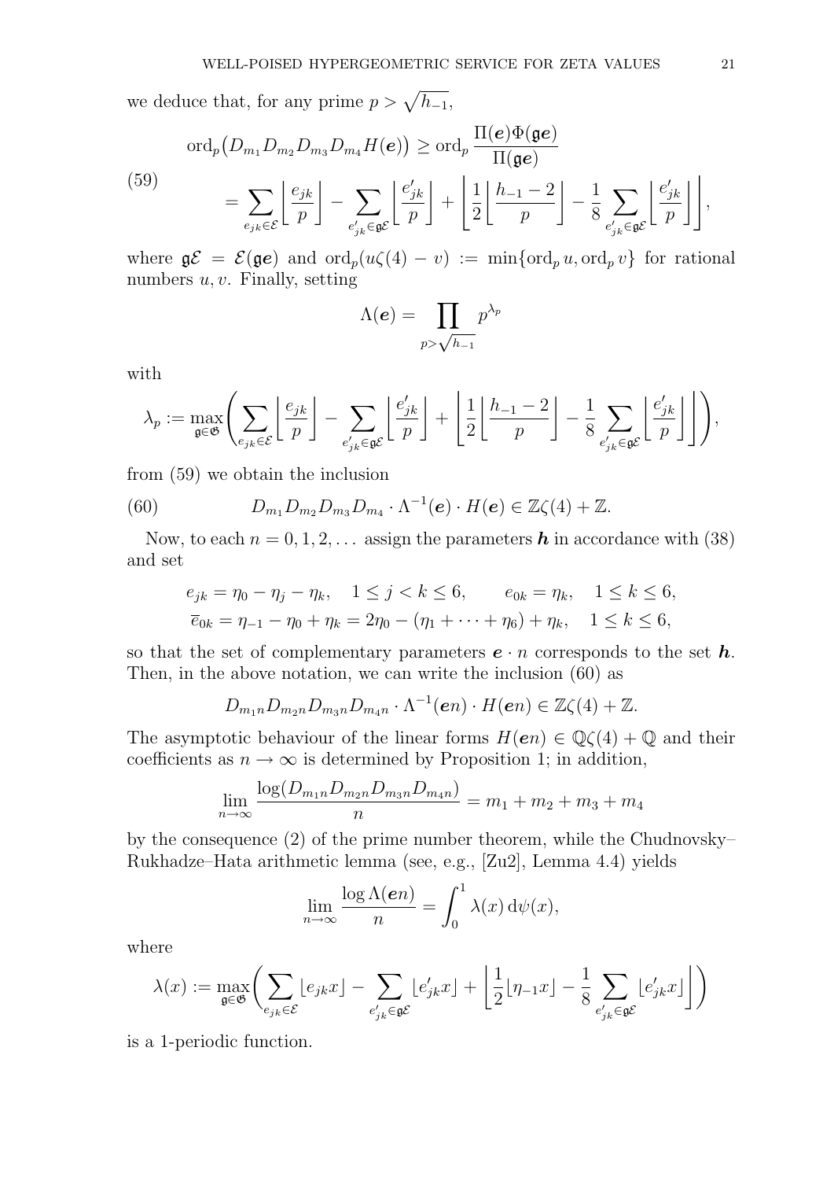we deduce that, for any prime $p > \sqrt{h_{-1}}$,

$$
\begin{aligned}
\operatorname{ord}_p\big(D_{m_1}D_{m_2}D_{m_3}D_{m_4}H(\boldsymbol{e})\big) &\ge \operatorname{ord}_p \frac{\Pi(\boldsymbol{e})\Phi(\mathfrak{g}\boldsymbol{e})}{\Pi(\mathfrak{g}\boldsymbol{e})} \\
&= \sum_{e_{jk}\in\mathcal{E}} \left\lfloor \frac{e_{jk}}{p} \right\rfloor - \sum_{e'_{jk}\in\mathfrak{g}\mathcal{E}} \left\lfloor \frac{e'_{jk}}{p} \right\rfloor + \left\lfloor \frac{1}{2}\left\lfloor \frac{h_{-1}-2}{p} \right\rfloor - \frac{1}{8}\sum_{e'_{jk}\in\mathfrak{g}\mathcal{E}} \left\lfloor \frac{e'_{jk}}{p} \right\rfloor \right\rfloor,
\end{aligned}
\tag{59}
$$

where $\mathfrak{g}\mathcal{E} = \mathcal{E}(\mathfrak{g}\boldsymbol{e})$ and $\operatorname{ord}_p(u\zeta(4)-v) := \min\{\operatorname{ord}_p u, \operatorname{ord}_p v\}$ for rational numbers $u, v$. Finally, setting

$$
\Lambda(\boldsymbol{e}) = \prod_{p>\sqrt{h_{-1}}} p^{\lambda_p}
$$

with

$$
\lambda_p := \max_{\mathfrak{g}\in\mathfrak{G}} \Bigg( \sum_{e_{jk}\in\mathcal{E}} \left\lfloor \frac{e_{jk}}{p} \right\rfloor - \sum_{e'_{jk}\in\mathfrak{g}\mathcal{E}} \left\lfloor \frac{e'_{jk}}{p} \right\rfloor + \left\lfloor \frac{1}{2}\left\lfloor \frac{h_{-1}-2}{p} \right\rfloor - \frac{1}{8}\sum_{e'_{jk}\in\mathfrak{g}\mathcal{E}} \left\lfloor \frac{e'_{jk}}{p} \right\rfloor \right\rfloor \Bigg),
$$

from (59) we obtain the inclusion

$$
D_{m_1}D_{m_2}D_{m_3}D_{m_4}\cdot \Lambda^{-1}(\boldsymbol{e})\cdot H(\boldsymbol{e}) \in \mathbb{Z}\zeta(4)+\mathbb{Z}. \tag{60}
$$

Now, to each $n = 0, 1, 2, \dots$ assign the parameters $\boldsymbol{h}$ in accordance with (38) and set

$$
\begin{gathered}
e_{jk} = \eta_0 - \eta_j - \eta_k, \quad 1 \le j < k \le 6, \qquad e_{0k} = \eta_k, \quad 1 \le k \le 6, \\
\overline{e}_{0k} = \eta_{-1} - \eta_0 + \eta_k = 2\eta_0 - (\eta_1 + \dots + \eta_6) + \eta_k, \quad 1 \le k \le 6,
\end{gathered}
$$

so that the set of complementary parameters $\boldsymbol{e}\cdot n$ corresponds to the set $\boldsymbol{h}$. Then, in the above notation, we can write the inclusion (60) as

$$
D_{m_1n}D_{m_2n}D_{m_3n}D_{m_4n}\cdot \Lambda^{-1}(\boldsymbol{e}n)\cdot H(\boldsymbol{e}n) \in \mathbb{Z}\zeta(4)+\mathbb{Z}.
$$

The asymptotic behaviour of the linear forms $H(\boldsymbol{e}n) \in \mathbb{Q}\zeta(4)+\mathbb{Q}$ and their coefficients as $n\to\infty$ is determined by Proposition 1; in addition,

$$
\lim_{n\to\infty} \frac{\log(D_{m_1n}D_{m_2n}D_{m_3n}D_{m_4n})}{n} = m_1+m_2+m_3+m_4
$$

by the consequence (2) of the prime number theorem, while the Chudnovsky–Rukhadze–Hata arithmetic lemma (see, e.g., [Zu2], Lemma 4.4) yields

$$
\lim_{n\to\infty} \frac{\log \Lambda(\boldsymbol{e}n)}{n} = \int_0^1 \lambda(x)\,\mathrm{d}\psi(x),
$$

where

$$
\lambda(x) := \max_{\mathfrak{g}\in\mathfrak{G}} \Bigg( \sum_{e_{jk}\in\mathcal{E}} \lfloor e_{jk}x \rfloor - \sum_{e'_{jk}\in\mathfrak{g}\mathcal{E}} \lfloor e'_{jk}x \rfloor + \left\lfloor \frac{1}{2}\lfloor \eta_{-1}x \rfloor - \frac{1}{8}\sum_{e'_{jk}\in\mathfrak{g}\mathcal{E}} \lfloor e'_{jk}x \rfloor \right\rfloor \Bigg)
$$

is a 1-periodic function.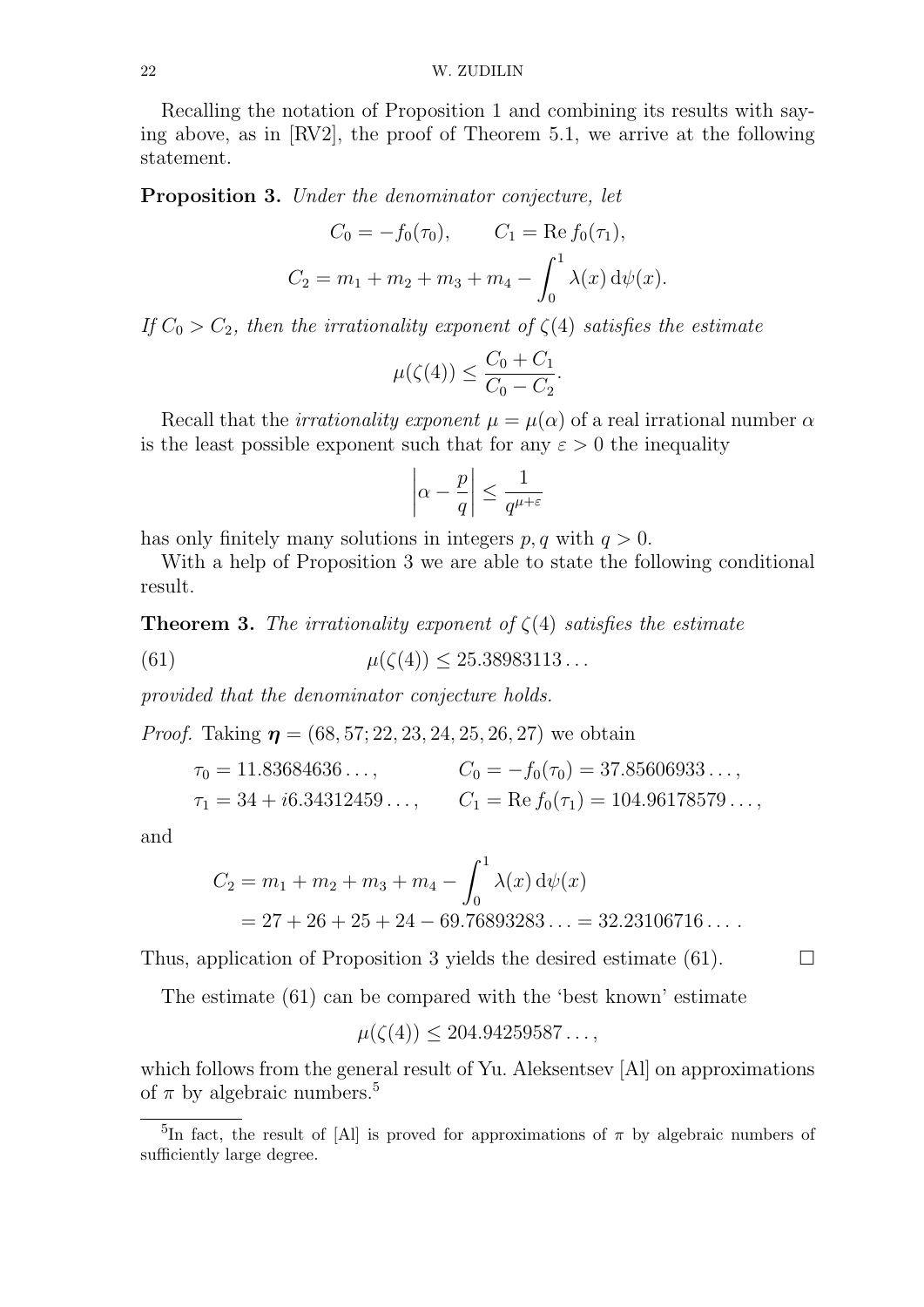Recalling the notation of Proposition 1 and combining its results with saying above, as in [RV2], the proof of Theorem 5.1, we arrive at the following statement.

**Proposition 3.** *Under the denominator conjecture, let*

$$C_0 = -f_0(\tau_0), \qquad C_1 = \operatorname{Re} f_0(\tau_1),$$
$$C_2 = m_1 + m_2 + m_3 + m_4 - \int_0^1 \lambda(x)\,\mathrm{d}\psi(x).$$

*If $C_0 > C_2$, then the irrationality exponent of $\zeta(4)$ satisfies the estimate*

$$\mu(\zeta(4)) \le \frac{C_0 + C_1}{C_0 - C_2}.$$

Recall that the *irrationality exponent* $\mu = \mu(\alpha)$ of a real irrational number $\alpha$ is the least possible exponent such that for any $\varepsilon > 0$ the inequality

$$\left| \alpha - \frac{p}{q} \right| \le \frac{1}{q^{\mu+\varepsilon}}$$

has only finitely many solutions in integers $p, q$ with $q > 0$.

With a help of Proposition 3 we are able to state the following conditional result.

**Theorem 3.** *The irrationality exponent of $\zeta(4)$ satisfies the estimate*

$$\mu(\zeta(4)) \le 25.38983113\ldots \tag{61}$$

*provided that the denominator conjecture holds.*

*Proof.* Taking $\boldsymbol{\eta} = (68, 57; 22, 23, 24, 25, 26, 27)$ we obtain

$$\tau_0 = 11.83684636\ldots, \qquad C_0 = -f_0(\tau_0) = 37.85606933\ldots,$$
$$\tau_1 = 34 + i6.34312459\ldots, \qquad C_1 = \operatorname{Re} f_0(\tau_1) = 104.96178579\ldots,$$

and

$$\begin{aligned} C_2 &= m_1 + m_2 + m_3 + m_4 - \int_0^1 \lambda(x)\,\mathrm{d}\psi(x) \\ &= 27 + 26 + 25 + 24 - 69.76893283\ldots = 32.23106716\ldots. \end{aligned}$$

Thus, application of Proposition 3 yields the desired estimate (61). $\square$

The estimate (61) can be compared with the 'best known' estimate

$$\mu(\zeta(4)) \le 204.94259587\ldots,$$

which follows from the general result of Yu. Aleksentsev [Al] on approximations of $\pi$ by algebraic numbers.[5]

[5] In fact, the result of [Al] is proved for approximations of $\pi$ by algebraic numbers of sufficiently large degree.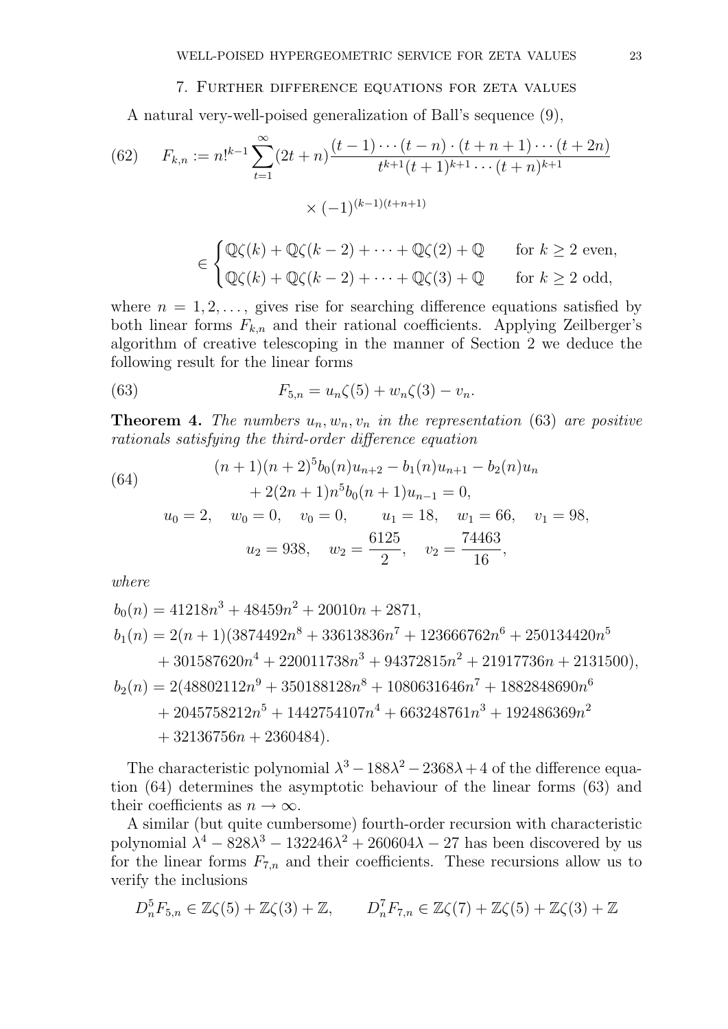## 7. Further difference equations for zeta values

A natural very-well-poised generalization of Ball's sequence (9),

$$
F_{k,n} := n!^{k-1} \sum_{t=1}^{\infty} (2t+n) \frac{(t-1)\cdots(t-n)\cdot(t+n+1)\cdots(t+2n)}{t^{k+1}(t+1)^{k+1}\cdots(t+n)^{k+1}} \times (-1)^{(k-1)(t+n+1)} \tag{62}
$$

$$
\in \begin{cases} \mathbb{Q}\zeta(k) + \mathbb{Q}\zeta(k-2) + \cdots + \mathbb{Q}\zeta(2) + \mathbb{Q} & \text{for } k \ge 2 \text{ even}, \\ \mathbb{Q}\zeta(k) + \mathbb{Q}\zeta(k-2) + \cdots + \mathbb{Q}\zeta(3) + \mathbb{Q} & \text{for } k \ge 2 \text{ odd}, \end{cases}
$$

where $n = 1, 2, \dots$, gives rise for searching difference equations satisfied by both linear forms $F_{k,n}$ and their rational coefficients. Applying Zeilberger's algorithm of creative telescoping in the manner of Section 2 we deduce the following result for the linear forms

$$
F_{5,n} = u_n\zeta(5) + w_n\zeta(3) - v_n. \tag{63}
$$

**Theorem 4.** *The numbers $u_n, w_n, v_n$ in the representation* (63) *are positive rationals satisfying the third-order difference equation*

$$
\begin{aligned}
&(n+1)(n+2)^5 b_0(n) u_{n+2} - b_1(n) u_{n+1} - b_2(n) u_n \\
&\qquad + 2(2n+1)n^5 b_0(n+1) u_{n-1} = 0,
\end{aligned} \tag{64}
$$

$$
u_0 = 2, \quad w_0 = 0, \quad v_0 = 0, \qquad u_1 = 18, \quad w_1 = 66, \quad v_1 = 98,
$$

$$
u_2 = 938, \quad w_2 = \frac{6125}{2}, \quad v_2 = \frac{74463}{16},
$$

*where*

$$
\begin{aligned}
b_0(n) &= 41218n^3 + 48459n^2 + 20010n + 2871, \\
b_1(n) &= 2(n+1)(3874492n^8 + 33613836n^7 + 123666762n^6 + 250134420n^5 \\
&\quad + 301587620n^4 + 220011738n^3 + 94372815n^2 + 21917736n + 2131500), \\
b_2(n) &= 2(48802112n^9 + 350188128n^8 + 1080631646n^7 + 1882848690n^6 \\
&\quad + 2045758212n^5 + 1442754107n^4 + 663248761n^3 + 192486369n^2 \\
&\quad + 32136756n + 2360484).
\end{aligned}
$$

The characteristic polynomial $\lambda^3 - 188\lambda^2 - 2368\lambda + 4$ of the difference equation (64) determines the asymptotic behaviour of the linear forms (63) and their coefficients as $n \to \infty$.

A similar (but quite cumbersome) fourth-order recursion with characteristic polynomial $\lambda^4 - 828\lambda^3 - 132246\lambda^2 + 260604\lambda - 27$ has been discovered by us for the linear forms $F_{7,n}$ and their coefficients. These recursions allow us to verify the inclusions

$$
D_n^5 F_{5,n} \in \mathbb{Z}\zeta(5) + \mathbb{Z}\zeta(3) + \mathbb{Z}, \qquad D_n^7 F_{7,n} \in \mathbb{Z}\zeta(7) + \mathbb{Z}\zeta(5) + \mathbb{Z}\zeta(3) + \mathbb{Z}
$$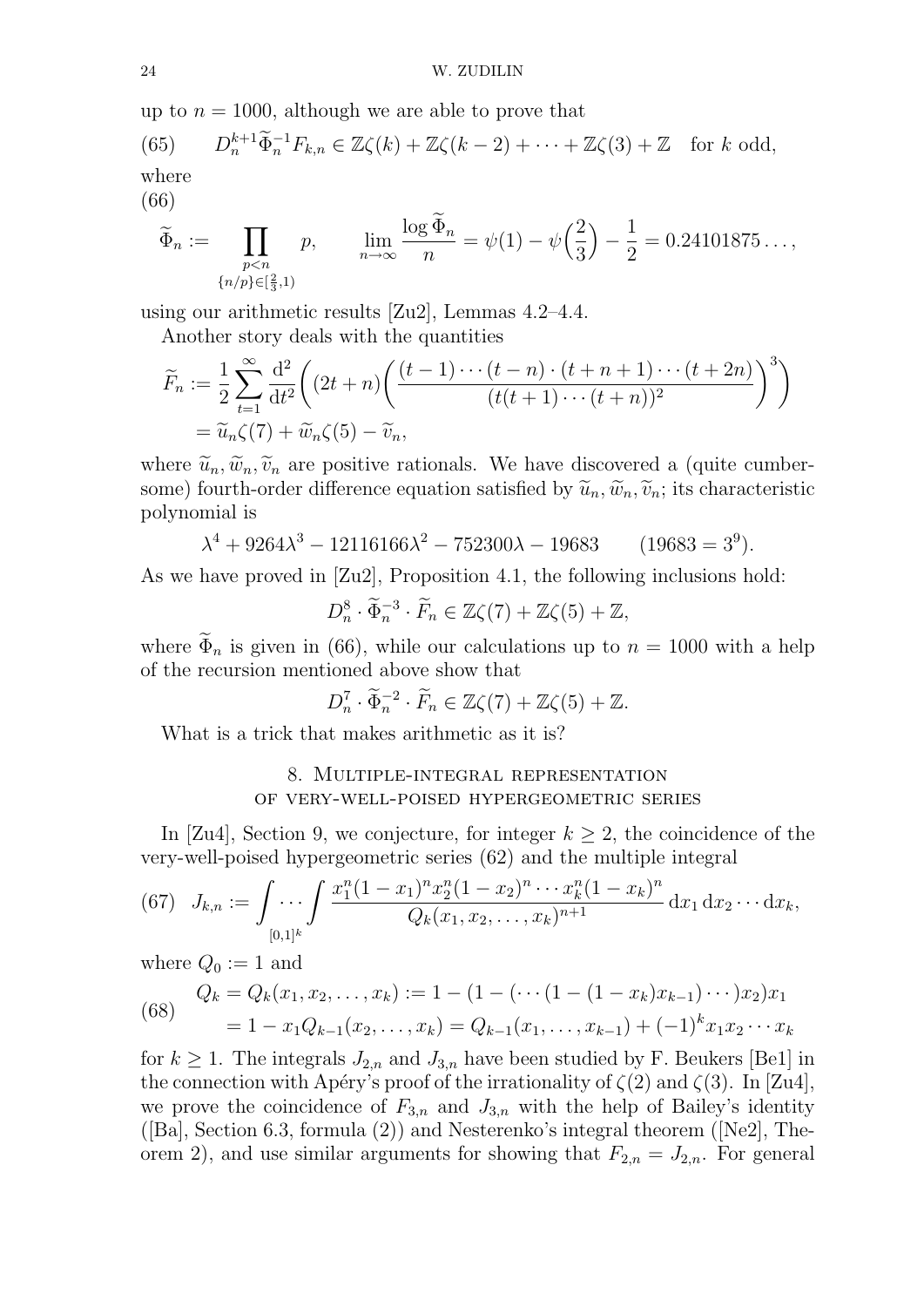up to $n = 1000$, although we are able to prove that

$$D_n^{k+1}\widetilde{\Phi}_n^{-1}F_{k,n} \in \mathbb{Z}\zeta(k) + \mathbb{Z}\zeta(k-2) + \cdots + \mathbb{Z}\zeta(3) + \mathbb{Z} \quad \text{for } k \text{ odd}, \tag{65}$$

where

$$\widetilde{\Phi}_n := \prod_{\substack{p<n \\ \{n/p\}\in[\frac{2}{3},1)}} p, \qquad \lim_{n\to\infty}\frac{\log\widetilde{\Phi}_n}{n} = \psi(1) - \psi\Big(\frac{2}{3}\Big) - \frac{1}{2} = 0.24101875\ldots, \tag{66}$$

using our arithmetic results [Zu2], Lemmas 4.2–4.4.

Another story deals with the quantities

$$\begin{aligned}
\widetilde{F}_n &:= \frac{1}{2}\sum_{t=1}^{\infty}\frac{\mathrm{d}^2}{\mathrm{d}t^2}\bigg((2t+n)\bigg(\frac{(t-1)\cdots(t-n)\cdot(t+n+1)\cdots(t+2n)}{(t(t+1)\cdots(t+n))^2}\bigg)^3\bigg) \\
&= \widetilde{u}_n\zeta(7) + \widetilde{w}_n\zeta(5) - \widetilde{v}_n,
\end{aligned}$$

where $\widetilde{u}_n, \widetilde{w}_n, \widetilde{v}_n$ are positive rationals. We have discovered a (quite cumbersome) fourth-order difference equation satisfied by $\widetilde{u}_n, \widetilde{w}_n, \widetilde{v}_n$; its characteristic polynomial is

$$\lambda^4 + 9264\lambda^3 - 12116166\lambda^2 - 752300\lambda - 19683 \qquad (19683 = 3^9).$$

As we have proved in [Zu2], Proposition 4.1, the following inclusions hold:

$$D_n^8 \cdot \widetilde{\Phi}_n^{-3} \cdot \widetilde{F}_n \in \mathbb{Z}\zeta(7) + \mathbb{Z}\zeta(5) + \mathbb{Z},$$

where $\widetilde{\Phi}_n$ is given in (66), while our calculations up to $n = 1000$ with a help of the recursion mentioned above show that

$$D_n^7 \cdot \widetilde{\Phi}_n^{-2} \cdot \widetilde{F}_n \in \mathbb{Z}\zeta(7) + \mathbb{Z}\zeta(5) + \mathbb{Z}.$$

What is a trick that makes arithmetic as it is?

## 8. Multiple-integral representation of very-well-poised hypergeometric series

In [Zu4], Section 9, we conjecture, for integer $k \ge 2$, the coincidence of the very-well-poised hypergeometric series (62) and the multiple integral

$$J_{k,n} := \underset{[0,1]^k}{\int\cdots\int} \frac{x_1^n(1-x_1)^n x_2^n(1-x_2)^n\cdots x_k^n(1-x_k)^n}{Q_k(x_1,x_2,\ldots,x_k)^{n+1}}\,\mathrm{d}x_1\,\mathrm{d}x_2\cdots\mathrm{d}x_k, \tag{67}$$

where $Q_0 := 1$ and

$$\begin{aligned}
Q_k = Q_k(x_1,x_2,\ldots,x_k) &:= 1 - (1 - (\cdots(1-(1-x_k)x_{k-1})\cdots)x_2)x_1 \\
&= 1 - x_1Q_{k-1}(x_2,\ldots,x_k) = Q_{k-1}(x_1,\ldots,x_{k-1}) + (-1)^k x_1x_2\cdots x_k
\end{aligned} \tag{68}$$

for $k \ge 1$. The integrals $J_{2,n}$ and $J_{3,n}$ have been studied by F. Beukers [Be1] in the connection with Apéry's proof of the irrationality of $\zeta(2)$ and $\zeta(3)$. In [Zu4], we prove the coincidence of $F_{3,n}$ and $J_{3,n}$ with the help of Bailey's identity ([Ba], Section 6.3, formula (2)) and Nesterenko's integral theorem ([Ne2], Theorem 2), and use similar arguments for showing that $F_{2,n} = J_{2,n}$. For general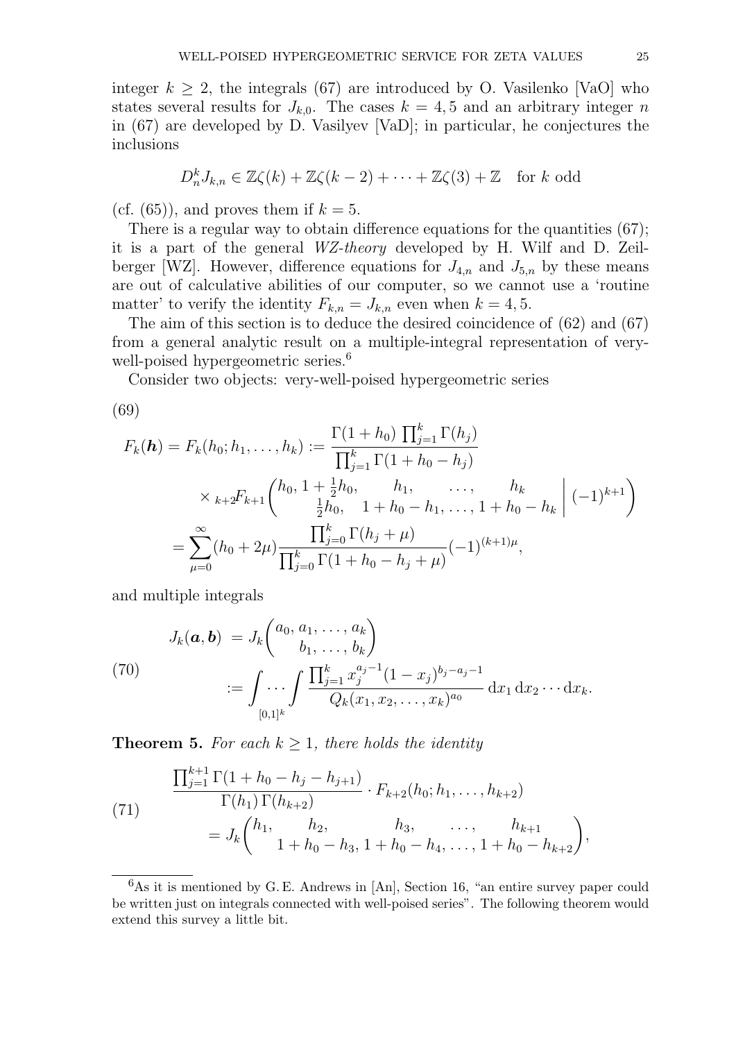integer $k \ge 2$, the integrals (67) are introduced by O. Vasilenko [VaO] who states several results for $J_{k,0}$. The cases $k = 4, 5$ and an arbitrary integer $n$ in (67) are developed by D. Vasilyev [VaD]; in particular, he conjectures the inclusions

$$D_n^k J_{k,n} \in \mathbb{Z}\zeta(k) + \mathbb{Z}\zeta(k-2) + \cdots + \mathbb{Z}\zeta(3) + \mathbb{Z} \quad \text{for } k \text{ odd}$$

(cf. (65)), and proves them if $k = 5$.

There is a regular way to obtain difference equations for the quantities (67); it is a part of the general *WZ-theory* developed by H. Wilf and D. Zeilberger [WZ]. However, difference equations for $J_{4,n}$ and $J_{5,n}$ by these means are out of calculative abilities of our computer, so we cannot use a 'routine matter' to verify the identity $F_{k,n} = J_{k,n}$ even when $k = 4, 5$.

The aim of this section is to deduce the desired coincidence of (62) and (67) from a general analytic result on a multiple-integral representation of very-well-poised hypergeometric series.[6]

Consider two objects: very-well-poised hypergeometric series

(69)

$$\begin{aligned}
F_k(\boldsymbol{h}) = F_k(h_0; h_1, \dots, h_k) &:= \frac{\Gamma(1+h_0)\prod_{j=1}^k \Gamma(h_j)}{\prod_{j=1}^k \Gamma(1+h_0-h_j)} \\
&\quad \times {}_{k+2}F_{k+1}\left(\begin{matrix} h_0, \, 1+\frac{1}{2}h_0, & h_1, & \dots, & h_k \\ \frac{1}{2}h_0, & 1+h_0-h_1, & \dots, & 1+h_0-h_k \end{matrix} \,\middle|\, (-1)^{k+1}\right) \\
&= \sum_{\mu=0}^{\infty} (h_0 + 2\mu) \frac{\prod_{j=0}^k \Gamma(h_j+\mu)}{\prod_{j=0}^k \Gamma(1+h_0-h_j+\mu)} (-1)^{(k+1)\mu},
\end{aligned}$$

and multiple integrals

$$\begin{aligned}
J_k(\boldsymbol{a}, \boldsymbol{b}) &= J_k\left(\begin{matrix} a_0, a_1, \dots, a_k \\ b_1, \dots, b_k \end{matrix}\right) \\
&:= \idotsint\limits_{[0,1]^k} \frac{\prod_{j=1}^k x_j^{a_j-1}(1-x_j)^{b_j-a_j-1}}{Q_k(x_1, x_2, \dots, x_k)^{a_0}} \, \mathrm{d}x_1 \, \mathrm{d}x_2 \cdots \mathrm{d}x_k.
\end{aligned} \tag{70}$$

**Theorem 5.** *For each $k \ge 1$, there holds the identity*

$$\begin{aligned}
&\frac{\prod_{j=1}^{k+1}\Gamma(1+h_0-h_j-h_{j+1})}{\Gamma(h_1)\,\Gamma(h_{k+2})} \cdot F_{k+2}(h_0; h_1, \dots, h_{k+2}) \\
&\qquad = J_k\left(\begin{matrix} h_1, & h_2, & h_3, & \dots, & h_{k+1} \\ & 1+h_0-h_3, & 1+h_0-h_4, & \dots, & 1+h_0-h_{k+2} \end{matrix}\right),
\end{aligned} \tag{71}$$

[6] As it is mentioned by G. E. Andrews in [An], Section 16, "an entire survey paper could be written just on integrals connected with well-poised series". The following theorem would extend this survey a little bit.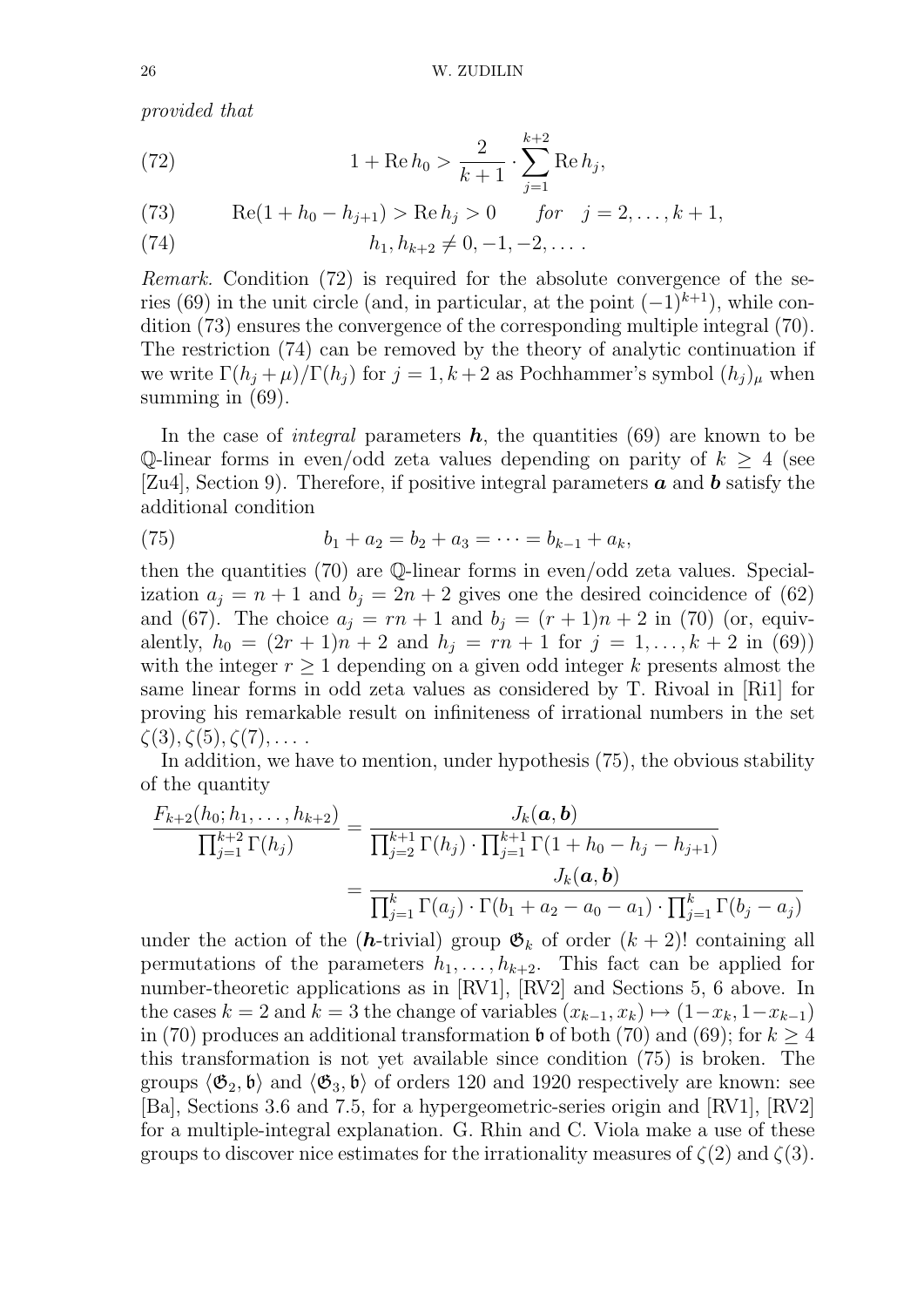*provided that*

$$1 + \operatorname{Re} h_0 > \frac{2}{k+1} \cdot \sum_{j=1}^{k+2} \operatorname{Re} h_j, \tag{72}$$

$$\operatorname{Re}(1 + h_0 - h_{j+1}) > \operatorname{Re} h_j > 0 \qquad \textit{for} \quad j = 2, \dots, k+1, \tag{73}$$

$$h_1, h_{k+2} \ne 0, -1, -2, \dots . \tag{74}$$

*Remark.* Condition (72) is required for the absolute convergence of the series (69) in the unit circle (and, in particular, at the point $(-1)^{k+1}$), while condition (73) ensures the convergence of the corresponding multiple integral (70). The restriction (74) can be removed by the theory of analytic continuation if we write $\Gamma(h_j + \mu)/\Gamma(h_j)$ for $j = 1, k+2$ as Pochhammer's symbol $(h_j)_\mu$ when summing in (69).

In the case of *integral* parameters $\boldsymbol{h}$, the quantities (69) are known to be $\mathbb{Q}$-linear forms in even/odd zeta values depending on parity of $k \ge 4$ (see [Zu4], Section 9). Therefore, if positive integral parameters $\boldsymbol{a}$ and $\boldsymbol{b}$ satisfy the additional condition

$$b_1 + a_2 = b_2 + a_3 = \cdots = b_{k-1} + a_k, \tag{75}$$

then the quantities (70) are $\mathbb{Q}$-linear forms in even/odd zeta values. Specialization $a_j = n+1$ and $b_j = 2n+2$ gives one the desired coincidence of (62) and (67). The choice $a_j = rn+1$ and $b_j = (r+1)n+2$ in (70) (or, equivalently, $h_0 = (2r+1)n+2$ and $h_j = rn+1$ for $j = 1, \dots, k+2$ in (69)) with the integer $r \ge 1$ depending on a given odd integer $k$ presents almost the same linear forms in odd zeta values as considered by T. Rivoal in [Ri1] for proving his remarkable result on infiniteness of irrational numbers in the set $\zeta(3), \zeta(5), \zeta(7), \dots$ .

In addition, we have to mention, under hypothesis (75), the obvious stability of the quantity

$$\begin{aligned}
\frac{F_{k+2}(h_0; h_1, \dots, h_{k+2})}{\prod_{j=1}^{k+2} \Gamma(h_j)} &= \frac{J_k(\boldsymbol{a}, \boldsymbol{b})}{\prod_{j=2}^{k+1} \Gamma(h_j) \cdot \prod_{j=1}^{k+1} \Gamma(1 + h_0 - h_j - h_{j+1})} \\
&= \frac{J_k(\boldsymbol{a}, \boldsymbol{b})}{\prod_{j=1}^{k} \Gamma(a_j) \cdot \Gamma(b_1 + a_2 - a_0 - a_1) \cdot \prod_{j=1}^{k} \Gamma(b_j - a_j)}
\end{aligned}$$

under the action of the ($\boldsymbol{h}$-trivial) group $\mathfrak{G}_k$ of order $(k+2)!$ containing all permutations of the parameters $h_1, \dots, h_{k+2}$. This fact can be applied for number-theoretic applications as in [RV1], [RV2] and Sections 5, 6 above. In the cases $k = 2$ and $k = 3$ the change of variables $(x_{k-1}, x_k) \mapsto (1 - x_k, 1 - x_{k-1})$ in (70) produces an additional transformation $\mathfrak{b}$ of both (70) and (69); for $k \ge 4$ this transformation is not yet available since condition (75) is broken. The groups $\langle \mathfrak{G}_2, \mathfrak{b} \rangle$ and $\langle \mathfrak{G}_3, \mathfrak{b} \rangle$ of orders 120 and 1920 respectively are known: see [Ba], Sections 3.6 and 7.5, for a hypergeometric-series origin and [RV1], [RV2] for a multiple-integral explanation. G. Rhin and C. Viola make a use of these groups to discover nice estimates for the irrationality measures of $\zeta(2)$ and $\zeta(3)$.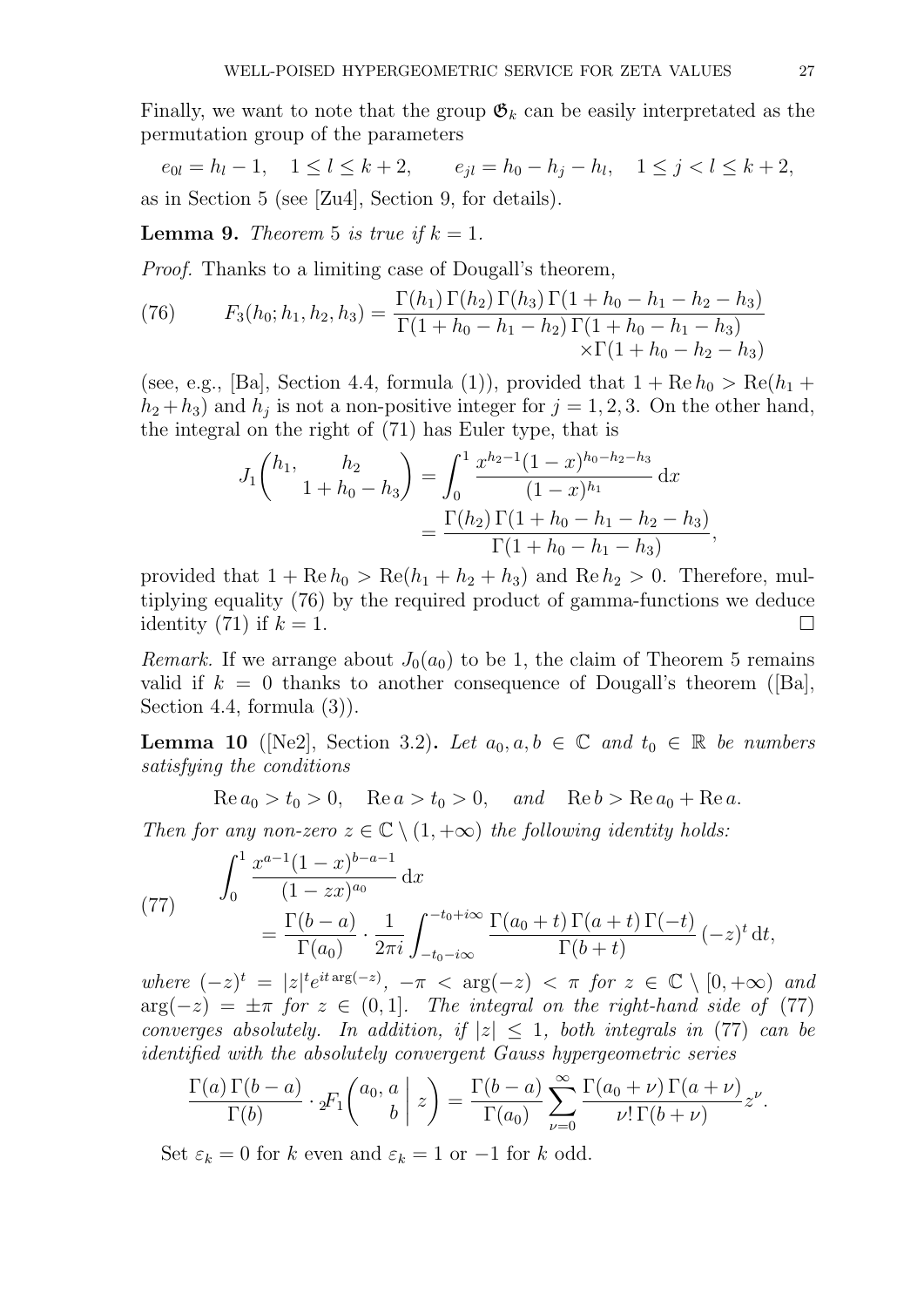Finally, we want to note that the group $\mathfrak{G}_k$ can be easily interpretated as the permutation group of the parameters

$$e_{0l} = h_l - 1, \quad 1 \le l \le k+2, \qquad e_{jl} = h_0 - h_j - h_l, \quad 1 \le j < l \le k+2,$$

as in Section 5 (see [Zu4], Section 9, for details).

**Lemma 9.** *Theorem* 5 *is true if* $k = 1$.

*Proof.* Thanks to a limiting case of Dougall's theorem,

$$F_3(h_0; h_1, h_2, h_3) = \frac{\Gamma(h_1)\,\Gamma(h_2)\,\Gamma(h_3)\,\Gamma(1 + h_0 - h_1 - h_2 - h_3)}{\Gamma(1 + h_0 - h_1 - h_2)\,\Gamma(1 + h_0 - h_1 - h_3) \times \Gamma(1 + h_0 - h_2 - h_3)} \tag{76}$$

(see, e.g., [Ba], Section 4.4, formula (1)), provided that $1 + \operatorname{Re} h_0 > \operatorname{Re}(h_1 + h_2 + h_3)$ and $h_j$ is not a non-positive integer for $j = 1, 2, 3$. On the other hand, the integral on the right of (71) has Euler type, that is

$$J_1\begin{pmatrix} h_1, & h_2 \\ & 1 + h_0 - h_3 \end{pmatrix} = \int_0^1 \frac{x^{h_2 - 1}(1-x)^{h_0 - h_2 - h_3}}{(1-x)^{h_1}}\,\mathrm{d}x = \frac{\Gamma(h_2)\,\Gamma(1 + h_0 - h_1 - h_2 - h_3)}{\Gamma(1 + h_0 - h_1 - h_3)},$$

provided that $1 + \operatorname{Re} h_0 > \operatorname{Re}(h_1 + h_2 + h_3)$ and $\operatorname{Re} h_2 > 0$. Therefore, multiplying equality (76) by the required product of gamma-functions we deduce identity (71) if $k = 1$. $\square$

*Remark.* If we arrange about $J_0(a_0)$ to be 1, the claim of Theorem 5 remains valid if $k = 0$ thanks to another consequence of Dougall's theorem ([Ba], Section 4.4, formula (3)).

**Lemma 10** ([Ne2], Section 3.2)**.** *Let* $a_0, a, b \in \mathbb{C}$ *and* $t_0 \in \mathbb{R}$ *be numbers satisfying the conditions*

$$\operatorname{Re} a_0 > t_0 > 0, \quad \operatorname{Re} a > t_0 > 0, \quad \text{and} \quad \operatorname{Re} b > \operatorname{Re} a_0 + \operatorname{Re} a.$$

*Then for any non-zero* $z \in \mathbb{C} \setminus (1, +\infty)$ *the following identity holds:*

$$\int_0^1 \frac{x^{a-1}(1-x)^{b-a-1}}{(1-zx)^{a_0}}\,\mathrm{d}x = \frac{\Gamma(b-a)}{\Gamma(a_0)} \cdot \frac{1}{2\pi i}\int_{-t_0 - i\infty}^{-t_0 + i\infty} \frac{\Gamma(a_0 + t)\,\Gamma(a + t)\,\Gamma(-t)}{\Gamma(b + t)}\,(-z)^t\,\mathrm{d}t, \tag{77}$$

*where* $(-z)^t = |z|^t e^{it\arg(-z)}$, $-\pi < \arg(-z) < \pi$ *for* $z \in \mathbb{C} \setminus [0, +\infty)$ *and* $\arg(-z) = \pm\pi$ *for* $z \in (0, 1]$. *The integral on the right-hand side of* (77) *converges absolutely. In addition, if* $|z| \le 1$, *both integrals in* (77) *can be identified with the absolutely convergent Gauss hypergeometric series*

$$\frac{\Gamma(a)\,\Gamma(b-a)}{\Gamma(b)} \cdot {}_2F_1\left(\begin{matrix} a_0, a \\ b \end{matrix}\,\middle|\, z\right) = \frac{\Gamma(b-a)}{\Gamma(a_0)} \sum_{\nu=0}^{\infty} \frac{\Gamma(a_0 + \nu)\,\Gamma(a + \nu)}{\nu!\,\Gamma(b + \nu)} z^{\nu}.$$

Set $\varepsilon_k = 0$ for $k$ even and $\varepsilon_k = 1$ or $-1$ for $k$ odd.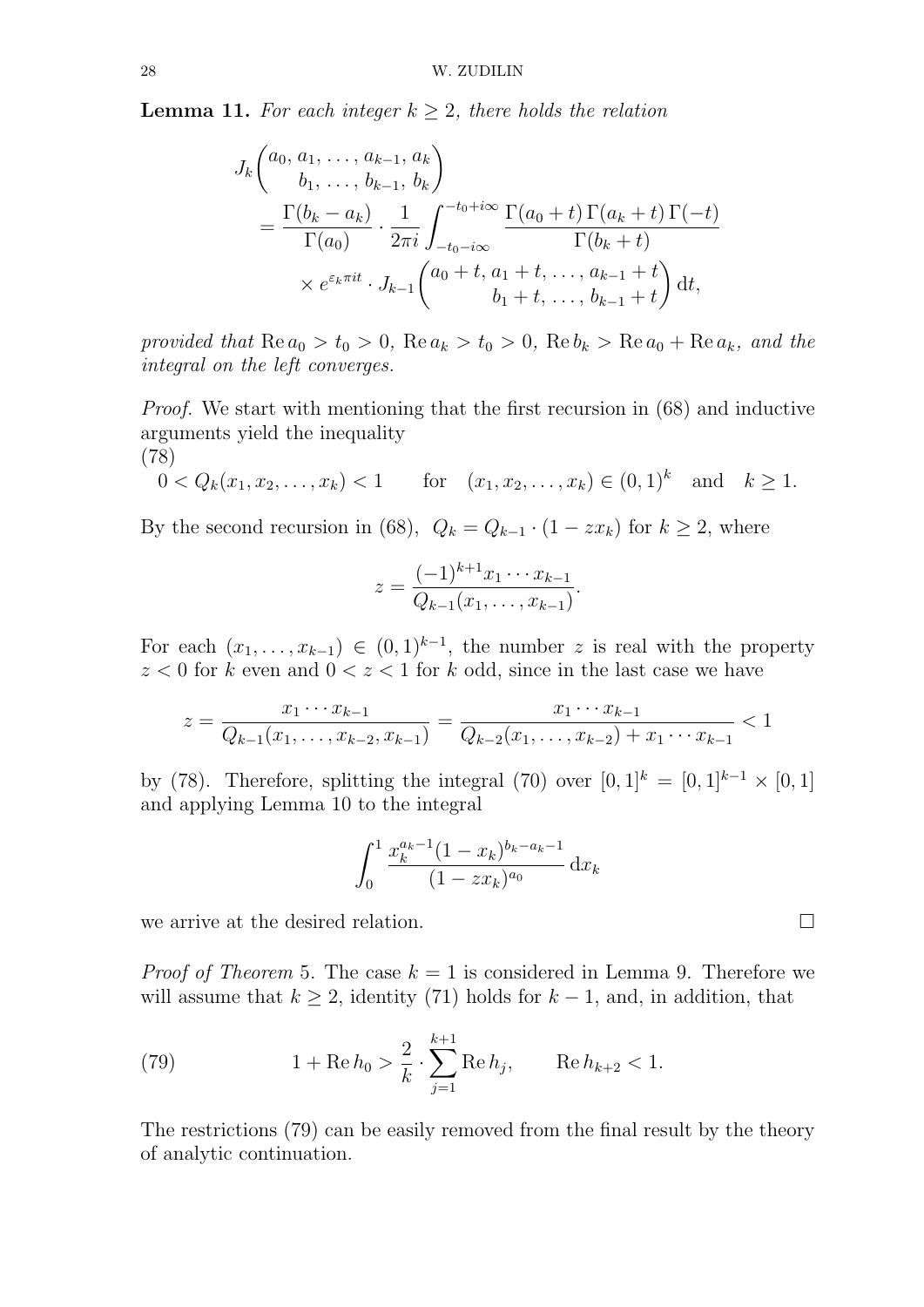**Lemma 11.** *For each integer $k \ge 2$, there holds the relation*

$$
\begin{aligned}
J_k&\binom{a_0,\, a_1,\, \dots,\, a_{k-1},\, a_k}{b_1,\, \dots,\, b_{k-1},\, b_k} \\
&= \frac{\Gamma(b_k - a_k)}{\Gamma(a_0)} \cdot \frac{1}{2\pi i} \int_{-t_0-i\infty}^{-t_0+i\infty} \frac{\Gamma(a_0+t)\,\Gamma(a_k+t)\,\Gamma(-t)}{\Gamma(b_k+t)} \\
&\qquad \times e^{\varepsilon_k \pi i t} \cdot J_{k-1}\binom{a_0+t,\, a_1+t,\, \dots,\, a_{k-1}+t}{b_1+t,\, \dots,\, b_{k-1}+t}\, \mathrm{d}t,
\end{aligned}
$$

*provided that* $\operatorname{Re} a_0 > t_0 > 0$, $\operatorname{Re} a_k > t_0 > 0$, $\operatorname{Re} b_k > \operatorname{Re} a_0 + \operatorname{Re} a_k$, *and the integral on the left converges.*

*Proof.* We start with mentioning that the first recursion in (68) and inductive arguments yield the inequality

$$
0 < Q_k(x_1, x_2, \dots, x_k) < 1 \qquad \text{for} \quad (x_1, x_2, \dots, x_k) \in (0,1)^k \quad \text{and} \quad k \ge 1. \tag{78}
$$

By the second recursion in (68), $Q_k = Q_{k-1} \cdot (1 - z x_k)$ for $k \ge 2$, where

$$
z = \frac{(-1)^{k+1} x_1 \cdots x_{k-1}}{Q_{k-1}(x_1, \dots, x_{k-1})}.
$$

For each $(x_1, \dots, x_{k-1}) \in (0,1)^{k-1}$, the number $z$ is real with the property $z < 0$ for $k$ even and $0 < z < 1$ for $k$ odd, since in the last case we have

$$
z = \frac{x_1 \cdots x_{k-1}}{Q_{k-1}(x_1, \dots, x_{k-2}, x_{k-1})} = \frac{x_1 \cdots x_{k-1}}{Q_{k-2}(x_1, \dots, x_{k-2}) + x_1 \cdots x_{k-1}} < 1
$$

by (78). Therefore, splitting the integral (70) over $[0,1]^k = [0,1]^{k-1} \times [0,1]$ and applying Lemma 10 to the integral

$$
\int_0^1 \frac{x_k^{a_k-1}(1-x_k)^{b_k-a_k-1}}{(1-z x_k)^{a_0}}\, \mathrm{d}x_k
$$

we arrive at the desired relation. $\square$

*Proof of Theorem* 5. The case $k = 1$ is considered in Lemma 9. Therefore we will assume that $k \ge 2$, identity (71) holds for $k-1$, and, in addition, that

$$
1 + \operatorname{Re} h_0 > \frac{2}{k} \cdot \sum_{j=1}^{k+1} \operatorname{Re} h_j, \qquad \operatorname{Re} h_{k+2} < 1. \tag{79}
$$

The restrictions (79) can be easily removed from the final result by the theory of analytic continuation.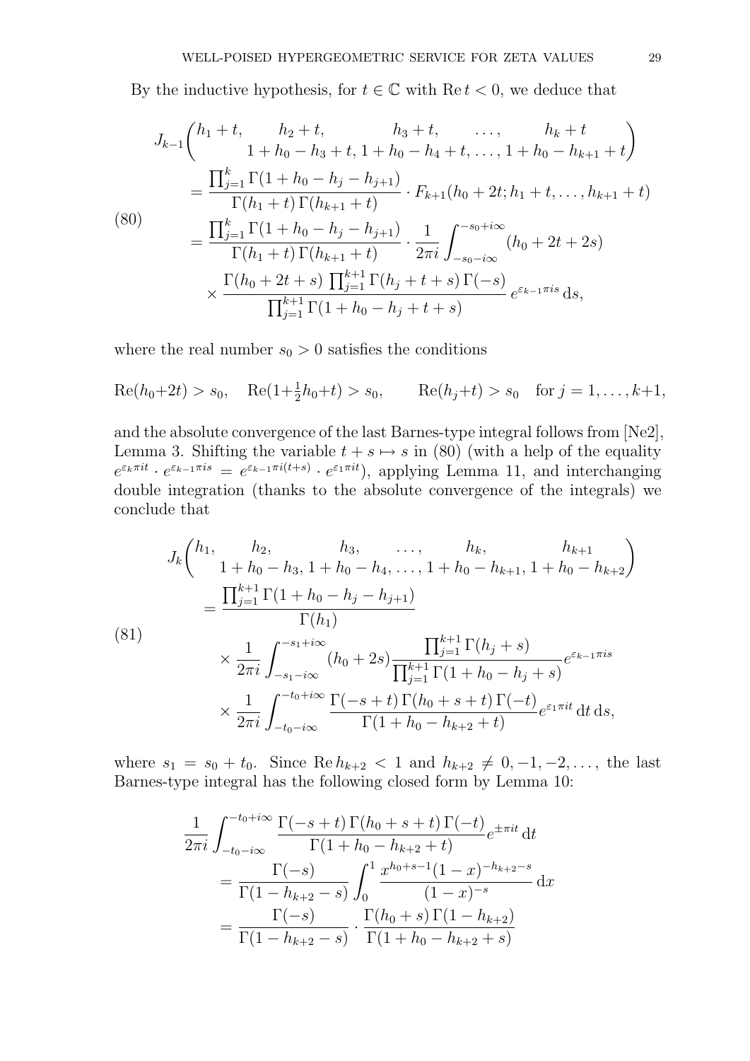By the inductive hypothesis, for $t \in \mathbb{C}$ with $\operatorname{Re} t < 0$, we deduce that

$$
\begin{aligned}
&J_{k-1}\begin{pmatrix} h_1+t, & h_2+t, & h_3+t, & \dots, & h_k+t \\ & 1+h_0-h_3+t, & 1+h_0-h_4+t, & \dots, & 1+h_0-h_{k+1}+t \end{pmatrix} \\
&\quad = \frac{\prod_{j=1}^{k}\Gamma(1+h_0-h_j-h_{j+1})}{\Gamma(h_1+t)\,\Gamma(h_{k+1}+t)} \cdot F_{k+1}(h_0+2t; h_1+t, \dots, h_{k+1}+t) \\
&\quad = \frac{\prod_{j=1}^{k}\Gamma(1+h_0-h_j-h_{j+1})}{\Gamma(h_1+t)\,\Gamma(h_{k+1}+t)} \cdot \frac{1}{2\pi i}\int_{-s_0-i\infty}^{-s_0+i\infty}(h_0+2t+2s) \\
&\qquad \times \frac{\Gamma(h_0+2t+s)\,\prod_{j=1}^{k+1}\Gamma(h_j+t+s)\,\Gamma(-s)}{\prod_{j=1}^{k+1}\Gamma(1+h_0-h_j+t+s)}\, e^{\varepsilon_{k-1}\pi i s}\,\mathrm{d}s,
\end{aligned} \tag{80}
$$

where the real number $s_0 > 0$ satisfies the conditions

$$
\operatorname{Re}(h_0+2t) > s_0, \quad \operatorname{Re}(1+\tfrac{1}{2}h_0+t) > s_0, \qquad \operatorname{Re}(h_j+t) > s_0 \quad \text{for } j = 1, \dots, k+1,
$$

and the absolute convergence of the last Barnes-type integral follows from [Ne2], Lemma 3. Shifting the variable $t+s \mapsto s$ in (80) (with a help of the equality $e^{\varepsilon_k \pi i t} \cdot e^{\varepsilon_{k-1}\pi i s} = e^{\varepsilon_{k-1}\pi i(t+s)} \cdot e^{\varepsilon_1 \pi i t}$), applying Lemma 11, and interchanging double integration (thanks to the absolute convergence of the integrals) we conclude that

$$
\begin{aligned}
&J_k\begin{pmatrix} h_1, & h_2, & h_3, & \dots, & h_k, & h_{k+1} \\ & 1+h_0-h_3, & 1+h_0-h_4, & \dots, & 1+h_0-h_{k+1}, & 1+h_0-h_{k+2} \end{pmatrix} \\
&\quad = \frac{\prod_{j=1}^{k+1}\Gamma(1+h_0-h_j-h_{j+1})}{\Gamma(h_1)} \\
&\qquad \times \frac{1}{2\pi i}\int_{-s_1-i\infty}^{-s_1+i\infty}(h_0+2s)\frac{\prod_{j=1}^{k+1}\Gamma(h_j+s)}{\prod_{j=1}^{k+1}\Gamma(1+h_0-h_j+s)} e^{\varepsilon_{k-1}\pi i s} \\
&\qquad \times \frac{1}{2\pi i}\int_{-t_0-i\infty}^{-t_0+i\infty}\frac{\Gamma(-s+t)\,\Gamma(h_0+s+t)\,\Gamma(-t)}{\Gamma(1+h_0-h_{k+2}+t)} e^{\varepsilon_1 \pi i t}\,\mathrm{d}t\,\mathrm{d}s,
\end{aligned} \tag{81}
$$

where $s_1 = s_0 + t_0$. Since $\operatorname{Re} h_{k+2} < 1$ and $h_{k+2} \neq 0, -1, -2, \dots$, the last Barnes-type integral has the following closed form by Lemma 10:

$$
\begin{aligned}
&\frac{1}{2\pi i}\int_{-t_0-i\infty}^{-t_0+i\infty}\frac{\Gamma(-s+t)\,\Gamma(h_0+s+t)\,\Gamma(-t)}{\Gamma(1+h_0-h_{k+2}+t)} e^{\pm \pi i t}\,\mathrm{d}t \\
&\quad = \frac{\Gamma(-s)}{\Gamma(1-h_{k+2}-s)}\int_0^1 \frac{x^{h_0+s-1}(1-x)^{-h_{k+2}-s}}{(1-x)^{-s}}\,\mathrm{d}x \\
&\quad = \frac{\Gamma(-s)}{\Gamma(1-h_{k+2}-s)} \cdot \frac{\Gamma(h_0+s)\,\Gamma(1-h_{k+2})}{\Gamma(1+h_0-h_{k+2}+s)}
\end{aligned}
$$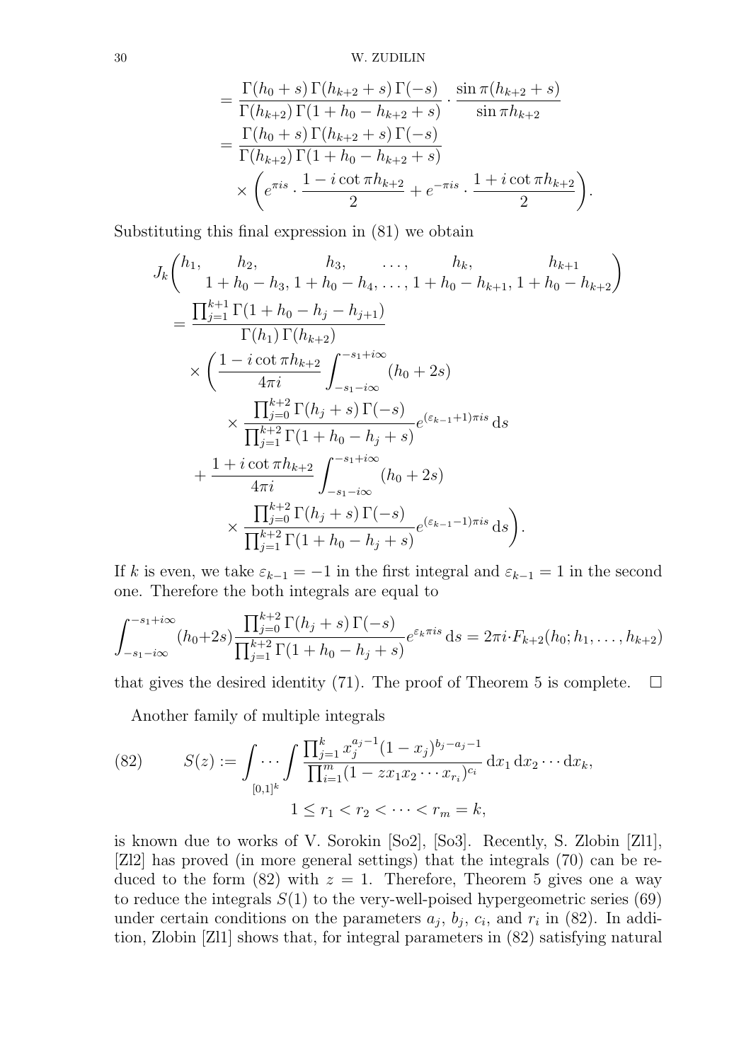$$
\begin{aligned}
&= \frac{\Gamma(h_0+s)\,\Gamma(h_{k+2}+s)\,\Gamma(-s)}{\Gamma(h_{k+2})\,\Gamma(1+h_0-h_{k+2}+s)} \cdot \frac{\sin \pi(h_{k+2}+s)}{\sin \pi h_{k+2}} \\
&= \frac{\Gamma(h_0+s)\,\Gamma(h_{k+2}+s)\,\Gamma(-s)}{\Gamma(h_{k+2})\,\Gamma(1+h_0-h_{k+2}+s)} \\
&\qquad \times \biggl( e^{\pi i s} \cdot \frac{1-i\cot \pi h_{k+2}}{2} + e^{-\pi i s} \cdot \frac{1+i\cot \pi h_{k+2}}{2} \biggr).
\end{aligned}
$$

Substituting this final expression in (81) we obtain

$$
\begin{aligned}
&J_k\begin{pmatrix} h_1, & h_2, & h_3, & \dots, & h_k, & h_{k+1} \\ & 1+h_0-h_3, & 1+h_0-h_4, & \dots, & 1+h_0-h_{k+1}, & 1+h_0-h_{k+2} \end{pmatrix} \\
&\quad = \frac{\prod_{j=1}^{k+1} \Gamma(1+h_0-h_j-h_{j+1})}{\Gamma(h_1)\,\Gamma(h_{k+2})} \\
&\qquad \times \biggl( \frac{1-i\cot \pi h_{k+2}}{4\pi i} \int_{-s_1-i\infty}^{-s_1+i\infty} (h_0+2s) \\
&\qquad\qquad \times \frac{\prod_{j=0}^{k+2} \Gamma(h_j+s)\,\Gamma(-s)}{\prod_{j=1}^{k+2} \Gamma(1+h_0-h_j+s)} e^{(\varepsilon_{k-1}+1)\pi i s}\,\mathrm{d}s \\
&\qquad + \frac{1+i\cot \pi h_{k+2}}{4\pi i} \int_{-s_1-i\infty}^{-s_1+i\infty} (h_0+2s) \\
&\qquad\qquad \times \frac{\prod_{j=0}^{k+2} \Gamma(h_j+s)\,\Gamma(-s)}{\prod_{j=1}^{k+2} \Gamma(1+h_0-h_j+s)} e^{(\varepsilon_{k-1}-1)\pi i s}\,\mathrm{d}s \biggr).
\end{aligned}
$$

If $k$ is even, we take $\varepsilon_{k-1}=-1$ in the first integral and $\varepsilon_{k-1}=1$ in the second one. Therefore the both integrals are equal to

$$
\int_{-s_1-i\infty}^{-s_1+i\infty} (h_0+2s) \frac{\prod_{j=0}^{k+2} \Gamma(h_j+s)\,\Gamma(-s)}{\prod_{j=1}^{k+2} \Gamma(1+h_0-h_j+s)} e^{\varepsilon_k \pi i s}\,\mathrm{d}s = 2\pi i \cdot F_{k+2}(h_0;h_1,\dots,h_{k+2})
$$

that gives the desired identity (71). The proof of Theorem 5 is complete. $\square$

Another family of multiple integrals

$$
S(z) := \underset{[0,1]^k}{\int \cdots \int} \frac{\prod_{j=1}^{k} x_j^{a_j-1}(1-x_j)^{b_j-a_j-1}}{\prod_{i=1}^{m}(1-zx_1x_2\cdots x_{r_i})^{c_i}}\,\mathrm{d}x_1\,\mathrm{d}x_2\cdots\mathrm{d}x_k, \tag{82}
$$
$$
1 \le r_1 < r_2 < \dots < r_m = k,
$$

is known due to works of V. Sorokin [So2], [So3]. Recently, S. Zlobin [Zl1], [Zl2] has proved (in more general settings) that the integrals (70) can be reduced to the form (82) with $z=1$. Therefore, Theorem 5 gives one a way to reduce the integrals $S(1)$ to the very-well-poised hypergeometric series (69) under certain conditions on the parameters $a_j$, $b_j$, $c_i$, and $r_i$ in (82). In addition, Zlobin [Zl1] shows that, for integral parameters in (82) satisfying natural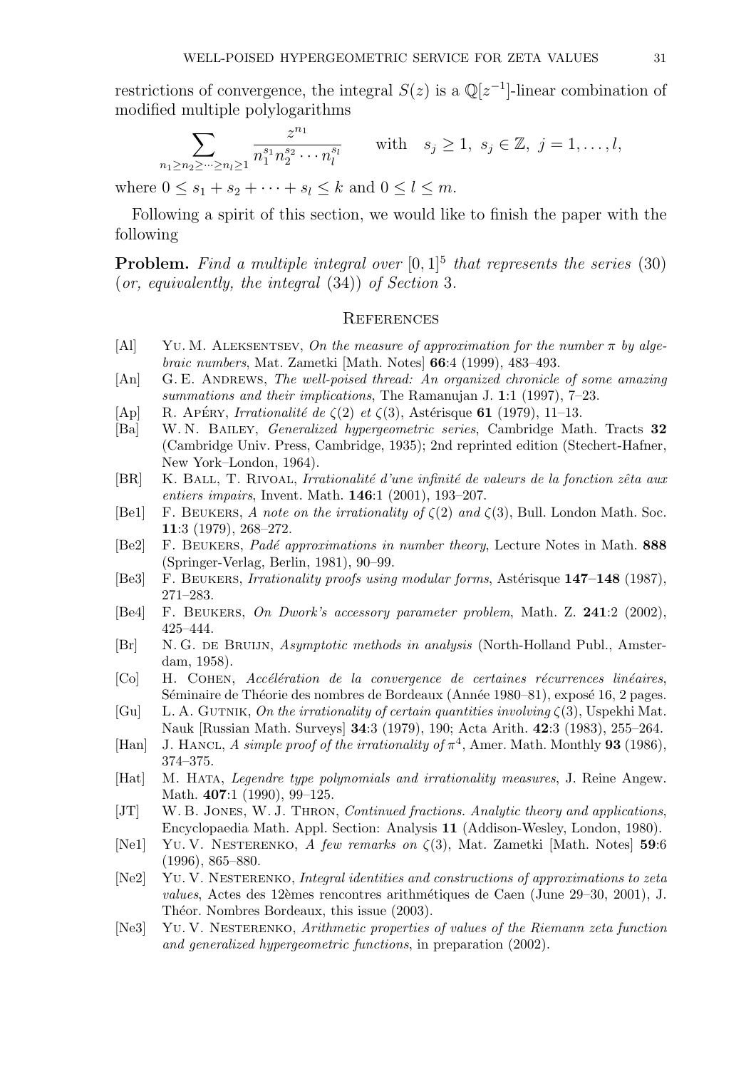restrictions of convergence, the integral $S(z)$ is a $\mathbb{Q}[z^{-1}]$-linear combination of modified multiple polylogarithms

$$\sum_{n_1 \ge n_2 \ge \dots \ge n_l \ge 1} \frac{z^{n_1}}{n_1^{s_1} n_2^{s_2} \cdots n_l^{s_l}} \qquad \text{with} \quad s_j \ge 1, \ s_j \in \mathbb{Z}, \ j = 1, \dots, l,$$

where $0 \le s_1 + s_2 + \dots + s_l \le k$ and $0 \le l \le m$.

Following a spirit of this section, we would like to finish the paper with the following

**Problem.** *Find a multiple integral over* $[0,1]^5$ *that represents the series* (30) (*or, equivalently, the integral* (34)) *of Section* 3.

## References

- [Al] Yu. M. Aleksentsev, *On the measure of approximation for the number $\pi$ by algebraic numbers*, Mat. Zametki [Math. Notes] **66**:4 (1999), 483–493.
- [An] G. E. Andrews, *The well-poised thread: An organized chronicle of some amazing summations and their implications*, The Ramanujan J. **1**:1 (1997), 7–23.
- [Ap] R. Apéry, *Irrationalité de $\zeta(2)$ et $\zeta(3)$*, Astérisque **61** (1979), 11–13.
- [Ba] W. N. Bailey, *Generalized hypergeometric series*, Cambridge Math. Tracts **32** (Cambridge Univ. Press, Cambridge, 1935); 2nd reprinted edition (Stechert-Hafner, New York–London, 1964).
- [BR] K. Ball, T. Rivoal, *Irrationalité d'une infinité de valeurs de la fonction zêta aux entiers impairs*, Invent. Math. **146**:1 (2001), 193–207.
- [Be1] F. Beukers, *A note on the irrationality of $\zeta(2)$ and $\zeta(3)$*, Bull. London Math. Soc. **11**:3 (1979), 268–272.
- [Be2] F. Beukers, *Padé approximations in number theory*, Lecture Notes in Math. **888** (Springer-Verlag, Berlin, 1981), 90–99.
- [Be3] F. Beukers, *Irrationality proofs using modular forms*, Astérisque **147–148** (1987), 271–283.
- [Be4] F. Beukers, *On Dwork's accessory parameter problem*, Math. Z. **241**:2 (2002), 425–444.
- [Br] N. G. de Bruijn, *Asymptotic methods in analysis* (North-Holland Publ., Amsterdam, 1958).
- [Co] H. Cohen, *Accélération de la convergence de certaines récurrences linéaires*, Séminaire de Théorie des nombres de Bordeaux (Année 1980–81), exposé 16, 2 pages.
- [Gu] L. A. Gutnik, *On the irrationality of certain quantities involving $\zeta(3)$*, Uspekhi Mat. Nauk [Russian Math. Surveys] **34**:3 (1979), 190; Acta Arith. **42**:3 (1983), 255–264.
- [Han] J. Hancl, *A simple proof of the irrationality of $\pi^4$*, Amer. Math. Monthly **93** (1986), 374–375.
- [Hat] M. Hata, *Legendre type polynomials and irrationality measures*, J. Reine Angew. Math. **407**:1 (1990), 99–125.
- [JT] W. B. Jones, W. J. Thron, *Continued fractions. Analytic theory and applications*, Encyclopaedia Math. Appl. Section: Analysis **11** (Addison-Wesley, London, 1980).
- [Ne1] Yu. V. Nesterenko, *A few remarks on $\zeta(3)$*, Mat. Zametki [Math. Notes] **59**:6 (1996), 865–880.
- [Ne2] Yu. V. Nesterenko, *Integral identities and constructions of approximations to zeta values*, Actes des 12èmes rencontres arithmétiques de Caen (June 29–30, 2001), J. Théor. Nombres Bordeaux, this issue (2003).
- [Ne3] Yu. V. Nesterenko, *Arithmetic properties of values of the Riemann zeta function and generalized hypergeometric functions*, in preparation (2002).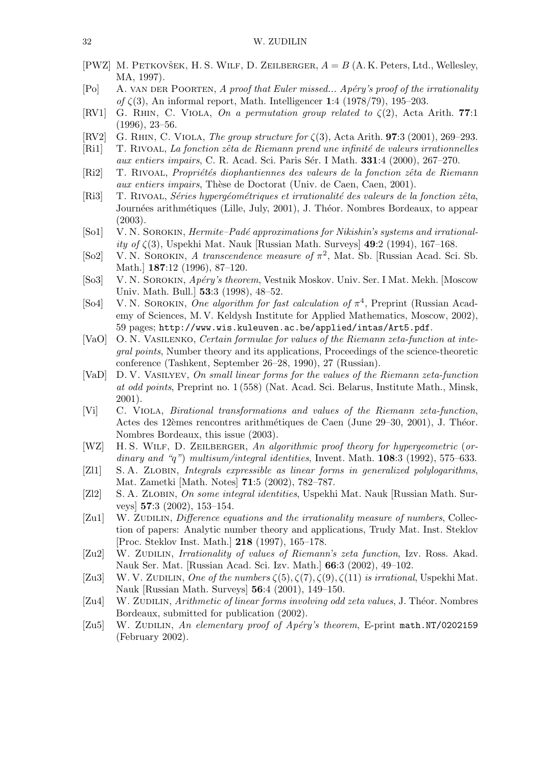[PWZ] M. Petkovšek, H. S. Wilf, D. Zeilberger, *$A = B$* (A. K. Peters, Ltd., Wellesley, MA, 1997).

[Po] A. van der Poorten, *A proof that Euler missed... Apéry's proof of the irrationality of $\zeta(3)$*, An informal report, Math. Intelligencer **1**:4 (1978/79), 195–203.

[RV1] G. Rhin, C. Viola, *On a permutation group related to $\zeta(2)$*, Acta Arith. **77**:1 (1996), 23–56.

[RV2] G. Rhin, C. Viola, *The group structure for $\zeta(3)$*, Acta Arith. **97**:3 (2001), 269–293.

[Ri1] T. Rivoal, *La fonction zêta de Riemann prend une infinité de valeurs irrationnelles aux entiers impairs*, C. R. Acad. Sci. Paris Sér. I Math. **331**:4 (2000), 267–270.

[Ri2] T. Rivoal, *Propriétés diophantiennes des valeurs de la fonction zêta de Riemann aux entiers impairs*, Thèse de Doctorat (Univ. de Caen, Caen, 2001).

[Ri3] T. Rivoal, *Séries hypergéométriques et irrationalité des valeurs de la fonction zêta*, Journées arithmétiques (Lille, July, 2001), J. Théor. Nombres Bordeaux, to appear (2003).

[So1] V. N. Sorokin, *Hermite–Padé approximations for Nikishin's systems and irrationality of $\zeta(3)$*, Uspekhi Mat. Nauk [Russian Math. Surveys] **49**:2 (1994), 167–168.

[So2] V. N. Sorokin, *A transcendence measure of $\pi^2$*, Mat. Sb. [Russian Acad. Sci. Sb. Math.] **187**:12 (1996), 87–120.

[So3] V. N. Sorokin, *Apéry's theorem*, Vestnik Moskov. Univ. Ser. I Mat. Mekh. [Moscow Univ. Math. Bull.] **53**:3 (1998), 48–52.

[So4] V. N. Sorokin, *One algorithm for fast calculation of $\pi^4$*, Preprint (Russian Academy of Sciences, M. V. Keldysh Institute for Applied Mathematics, Moscow, 2002), 59 pages; `http://www.wis.kuleuven.ac.be/applied/intas/Art5.pdf`.

[VaO] O. N. Vasilenko, *Certain formulae for values of the Riemann zeta-function at integral points*, Number theory and its applications, Proceedings of the science-theoretic conference (Tashkent, September 26–28, 1990), 27 (Russian).

[VaD] D. V. Vasilyev, *On small linear forms for the values of the Riemann zeta-function at odd points*, Preprint no. 1 (558) (Nat. Acad. Sci. Belarus, Institute Math., Minsk, 2001).

[Vi] C. Viola, *Birational transformations and values of the Riemann zeta-function*, Actes des 12èmes rencontres arithmétiques de Caen (June 29–30, 2001), J. Théor. Nombres Bordeaux, this issue (2003).

[WZ] H. S. Wilf, D. Zeilberger, *An algorithmic proof theory for hypergeometric (ordinary and "q") multisum/integral identities*, Invent. Math. **108**:3 (1992), 575–633.

[Zl1] S. A. Zlobin, *Integrals expressible as linear forms in generalized polylogarithms*, Mat. Zametki [Math. Notes] **71**:5 (2002), 782–787.

[Zl2] S. A. Zlobin, *On some integral identities*, Uspekhi Mat. Nauk [Russian Math. Surveys] **57**:3 (2002), 153–154.

[Zu1] W. Zudilin, *Difference equations and the irrationality measure of numbers*, Collection of papers: Analytic number theory and applications, Trudy Mat. Inst. Steklov [Proc. Steklov Inst. Math.] **218** (1997), 165–178.

[Zu2] W. Zudilin, *Irrationality of values of Riemann's zeta function*, Izv. Ross. Akad. Nauk Ser. Mat. [Russian Acad. Sci. Izv. Math.] **66**:3 (2002), 49–102.

[Zu3] W. V. Zudilin, *One of the numbers $\zeta(5), \zeta(7), \zeta(9), \zeta(11)$ is irrational*, Uspekhi Mat. Nauk [Russian Math. Surveys] **56**:4 (2001), 149–150.

[Zu4] W. Zudilin, *Arithmetic of linear forms involving odd zeta values*, J. Théor. Nombres Bordeaux, submitted for publication (2002).

[Zu5] W. Zudilin, *An elementary proof of Apéry's theorem*, E-print `math.NT/0202159` (February 2002).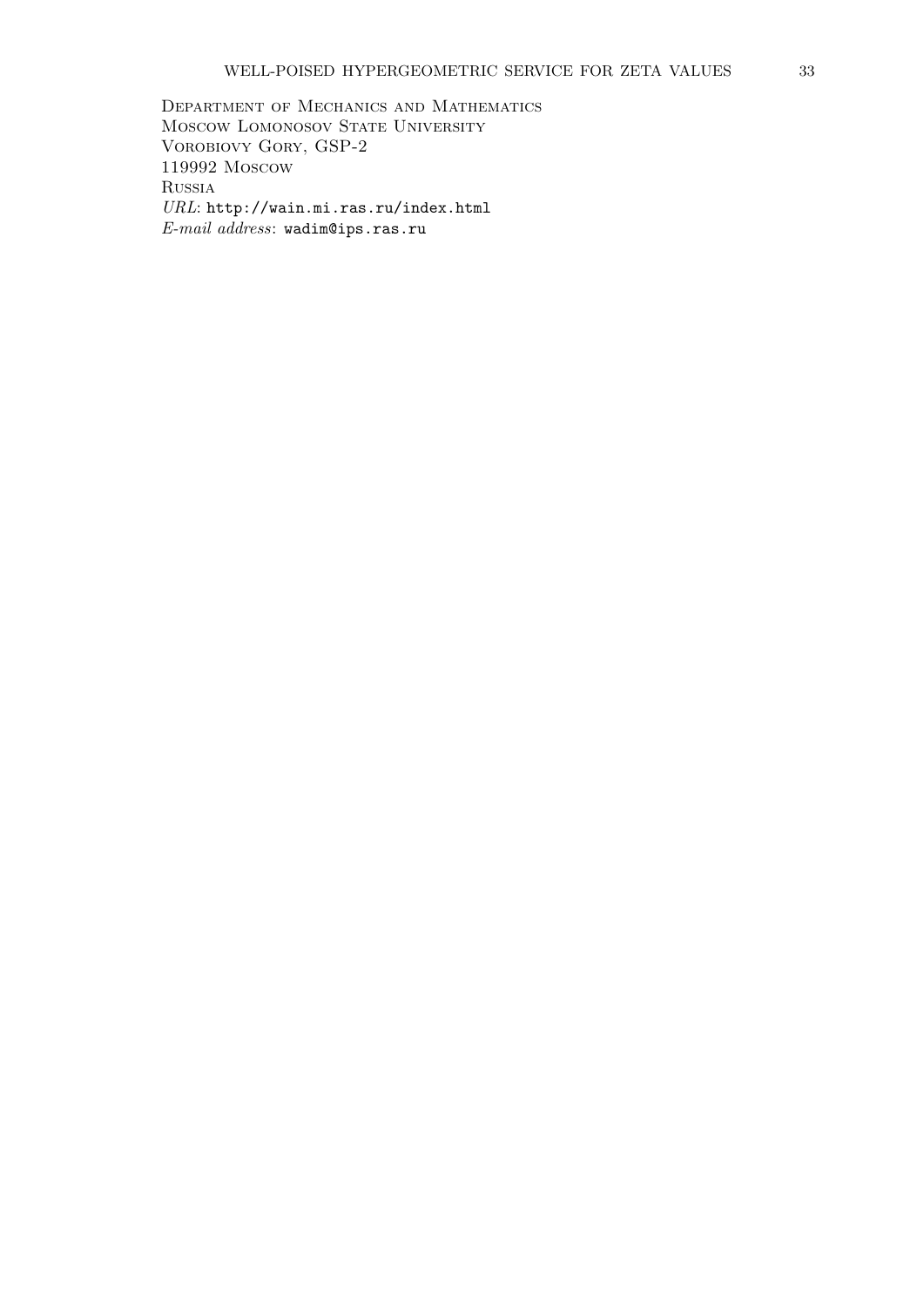Department of Mechanics and Mathematics
Moscow Lomonosov State University
Vorobiovy Gory, GSP-2
119992 Moscow
Russia
*URL*: http://wain.mi.ras.ru/index.html
*E-mail address*: wadim@ips.ras.ru